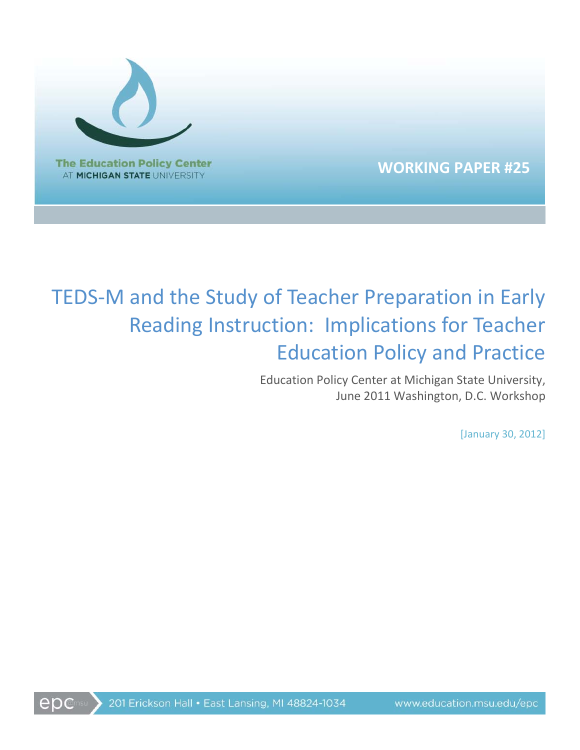The Education Policy Center
AT MICHIGAN STATE UNIVERSITY

**WORKING PAPER #25**

# TEDS-M and the Study of Teacher Preparation in Early Reading Instruction: Implications for Teacher Education Policy and Practice

Education Policy Center at Michigan State University, June 2011 Washington, D.C. Workshop

[January 30, 2012]

epc@msu 201 Erickson Hall • East Lansing, MI 48824-1034 www.education.msu.edu/epc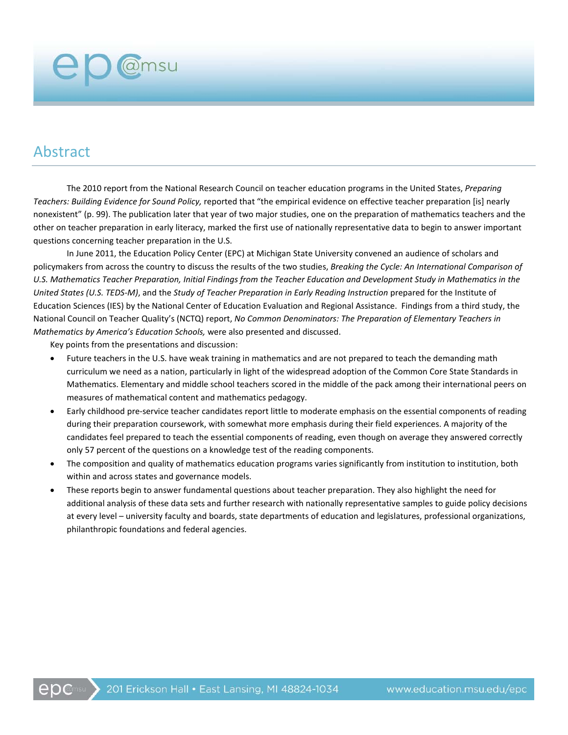## Abstract

The 2010 report from the National Research Council on teacher education programs in the United States, *Preparing Teachers: Building Evidence for Sound Policy,* reported that "the empirical evidence on effective teacher preparation [is] nearly nonexistent" (p. 99). The publication later that year of two major studies, one on the preparation of mathematics teachers and the other on teacher preparation in early literacy, marked the first use of nationally representative data to begin to answer important questions concerning teacher preparation in the U.S.

In June 2011, the Education Policy Center (EPC) at Michigan State University convened an audience of scholars and policymakers from across the country to discuss the results of the two studies, *Breaking the Cycle: An International Comparison of U.S. Mathematics Teacher Preparation, Initial Findings from the Teacher Education and Development Study in Mathematics in the United States (U.S. TEDS-M)*, and the *Study of Teacher Preparation in Early Reading Instruction* prepared for the Institute of Education Sciences (IES) by the National Center of Education Evaluation and Regional Assistance. Findings from a third study, the National Council on Teacher Quality's (NCTQ) report, *No Common Denominators: The Preparation of Elementary Teachers in Mathematics by America's Education Schools,* were also presented and discussed.

Key points from the presentations and discussion:

- Future teachers in the U.S. have weak training in mathematics and are not prepared to teach the demanding math curriculum we need as a nation, particularly in light of the widespread adoption of the Common Core State Standards in Mathematics. Elementary and middle school teachers scored in the middle of the pack among their international peers on measures of mathematical content and mathematics pedagogy.
- Early childhood pre-service teacher candidates report little to moderate emphasis on the essential components of reading during their preparation coursework, with somewhat more emphasis during their field experiences. A majority of the candidates feel prepared to teach the essential components of reading, even though on average they answered correctly only 57 percent of the questions on a knowledge test of the reading components.
- The composition and quality of mathematics education programs varies significantly from institution to institution, both within and across states and governance models.
- These reports begin to answer fundamental questions about teacher preparation. They also highlight the need for additional analysis of these data sets and further research with nationally representative samples to guide policy decisions at every level – university faculty and boards, state departments of education and legislatures, professional organizations, philanthropic foundations and federal agencies.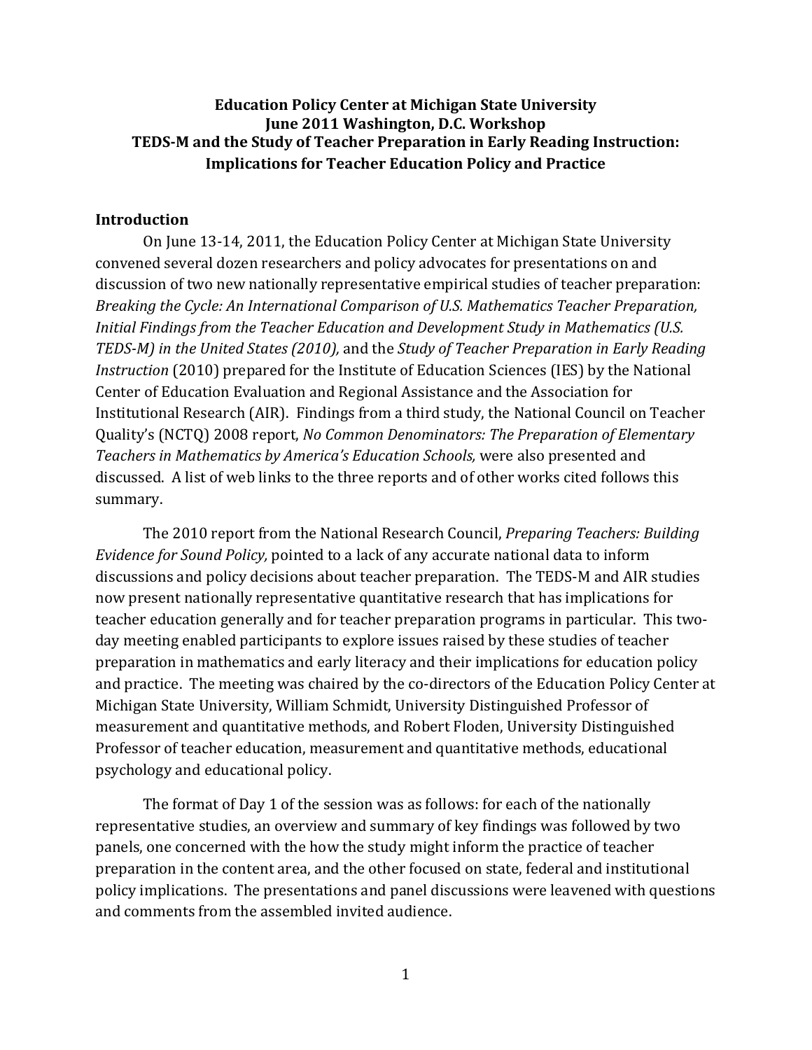**Education Policy Center at Michigan State University**
**June 2011 Washington, D.C. Workshop**
**TEDS-M and the Study of Teacher Preparation in Early Reading Instruction: Implications for Teacher Education Policy and Practice**

## Introduction

On June 13-14, 2011, the Education Policy Center at Michigan State University convened several dozen researchers and policy advocates for presentations on and discussion of two new nationally representative empirical studies of teacher preparation: *Breaking the Cycle: An International Comparison of U.S. Mathematics Teacher Preparation, Initial Findings from the Teacher Education and Development Study in Mathematics (U.S. TEDS-M) in the United States (2010),* and the *Study of Teacher Preparation in Early Reading Instruction* (2010) prepared for the Institute of Education Sciences (IES) by the National Center of Education Evaluation and Regional Assistance and the Association for Institutional Research (AIR). Findings from a third study, the National Council on Teacher Quality's (NCTQ) 2008 report, *No Common Denominators: The Preparation of Elementary Teachers in Mathematics by America's Education Schools,* were also presented and discussed. A list of web links to the three reports and of other works cited follows this summary.

The 2010 report from the National Research Council, *Preparing Teachers: Building Evidence for Sound Policy,* pointed to a lack of any accurate national data to inform discussions and policy decisions about teacher preparation. The TEDS-M and AIR studies now present nationally representative quantitative research that has implications for teacher education generally and for teacher preparation programs in particular. This two-day meeting enabled participants to explore issues raised by these studies of teacher preparation in mathematics and early literacy and their implications for education policy and practice. The meeting was chaired by the co-directors of the Education Policy Center at Michigan State University, William Schmidt, University Distinguished Professor of measurement and quantitative methods, and Robert Floden, University Distinguished Professor of teacher education, measurement and quantitative methods, educational psychology and educational policy.

The format of Day 1 of the session was as follows: for each of the nationally representative studies, an overview and summary of key findings was followed by two panels, one concerned with the how the study might inform the practice of teacher preparation in the content area, and the other focused on state, federal and institutional policy implications. The presentations and panel discussions were leavened with questions and comments from the assembled invited audience.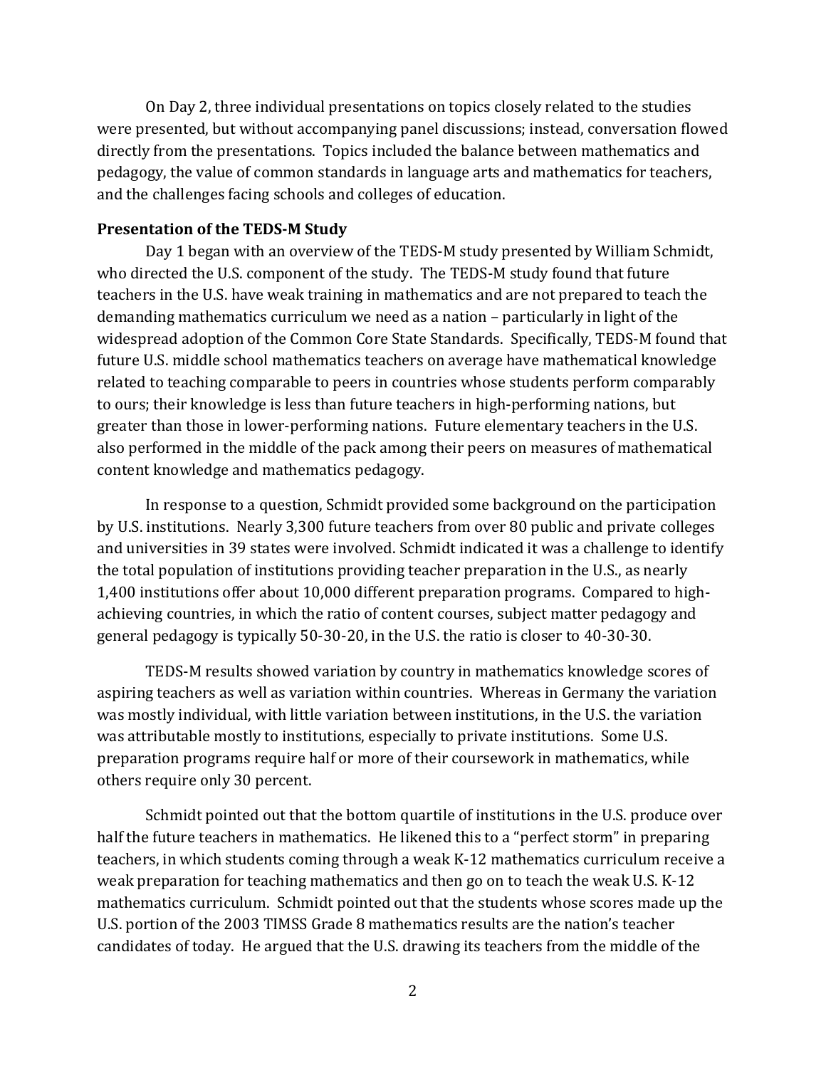On Day 2, three individual presentations on topics closely related to the studies were presented, but without accompanying panel discussions; instead, conversation flowed directly from the presentations. Topics included the balance between mathematics and pedagogy, the value of common standards in language arts and mathematics for teachers, and the challenges facing schools and colleges of education.

**Presentation of the TEDS-M Study**

Day 1 began with an overview of the TEDS-M study presented by William Schmidt, who directed the U.S. component of the study. The TEDS-M study found that future teachers in the U.S. have weak training in mathematics and are not prepared to teach the demanding mathematics curriculum we need as a nation – particularly in light of the widespread adoption of the Common Core State Standards. Specifically, TEDS-M found that future U.S. middle school mathematics teachers on average have mathematical knowledge related to teaching comparable to peers in countries whose students perform comparably to ours; their knowledge is less than future teachers in high-performing nations, but greater than those in lower-performing nations. Future elementary teachers in the U.S. also performed in the middle of the pack among their peers on measures of mathematical content knowledge and mathematics pedagogy.

In response to a question, Schmidt provided some background on the participation by U.S. institutions. Nearly 3,300 future teachers from over 80 public and private colleges and universities in 39 states were involved. Schmidt indicated it was a challenge to identify the total population of institutions providing teacher preparation in the U.S., as nearly 1,400 institutions offer about 10,000 different preparation programs. Compared to high-achieving countries, in which the ratio of content courses, subject matter pedagogy and general pedagogy is typically 50-30-20, in the U.S. the ratio is closer to 40-30-30.

TEDS-M results showed variation by country in mathematics knowledge scores of aspiring teachers as well as variation within countries. Whereas in Germany the variation was mostly individual, with little variation between institutions, in the U.S. the variation was attributable mostly to institutions, especially to private institutions. Some U.S. preparation programs require half or more of their coursework in mathematics, while others require only 30 percent.

Schmidt pointed out that the bottom quartile of institutions in the U.S. produce over half the future teachers in mathematics. He likened this to a "perfect storm" in preparing teachers, in which students coming through a weak K-12 mathematics curriculum receive a weak preparation for teaching mathematics and then go on to teach the weak U.S. K-12 mathematics curriculum. Schmidt pointed out that the students whose scores made up the U.S. portion of the 2003 TIMSS Grade 8 mathematics results are the nation's teacher candidates of today. He argued that the U.S. drawing its teachers from the middle of the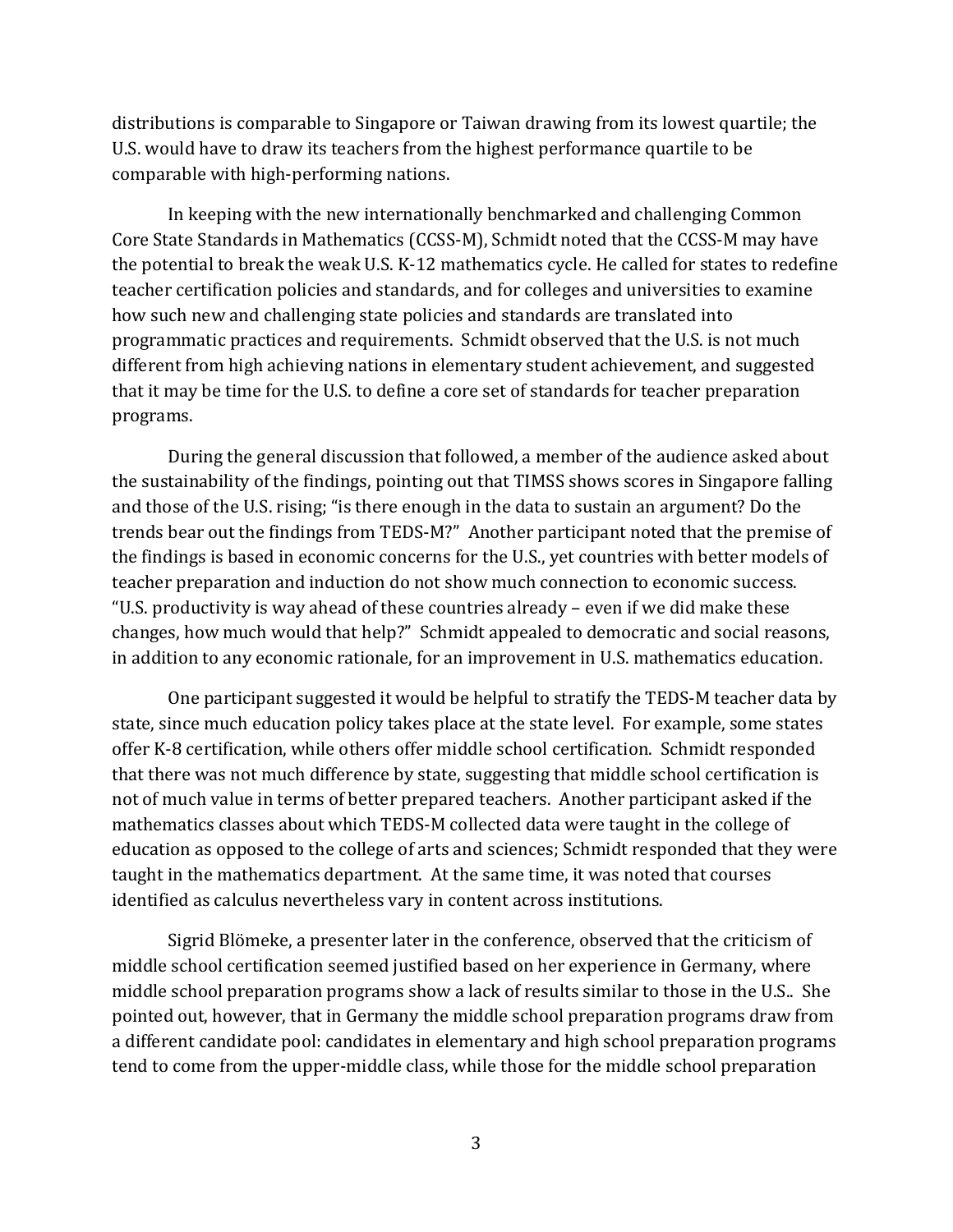distributions is comparable to Singapore or Taiwan drawing from its lowest quartile; the U.S. would have to draw its teachers from the highest performance quartile to be comparable with high-performing nations.

In keeping with the new internationally benchmarked and challenging Common Core State Standards in Mathematics (CCSS-M), Schmidt noted that the CCSS-M may have the potential to break the weak U.S. K-12 mathematics cycle. He called for states to redefine teacher certification policies and standards, and for colleges and universities to examine how such new and challenging state policies and standards are translated into programmatic practices and requirements. Schmidt observed that the U.S. is not much different from high achieving nations in elementary student achievement, and suggested that it may be time for the U.S. to define a core set of standards for teacher preparation programs.

During the general discussion that followed, a member of the audience asked about the sustainability of the findings, pointing out that TIMSS shows scores in Singapore falling and those of the U.S. rising; "is there enough in the data to sustain an argument? Do the trends bear out the findings from TEDS-M?" Another participant noted that the premise of the findings is based in economic concerns for the U.S., yet countries with better models of teacher preparation and induction do not show much connection to economic success. "U.S. productivity is way ahead of these countries already – even if we did make these changes, how much would that help?" Schmidt appealed to democratic and social reasons, in addition to any economic rationale, for an improvement in U.S. mathematics education.

One participant suggested it would be helpful to stratify the TEDS-M teacher data by state, since much education policy takes place at the state level. For example, some states offer K-8 certification, while others offer middle school certification. Schmidt responded that there was not much difference by state, suggesting that middle school certification is not of much value in terms of better prepared teachers. Another participant asked if the mathematics classes about which TEDS-M collected data were taught in the college of education as opposed to the college of arts and sciences; Schmidt responded that they were taught in the mathematics department. At the same time, it was noted that courses identified as calculus nevertheless vary in content across institutions.

Sigrid Blömeke, a presenter later in the conference, observed that the criticism of middle school certification seemed justified based on her experience in Germany, where middle school preparation programs show a lack of results similar to those in the U.S.. She pointed out, however, that in Germany the middle school preparation programs draw from a different candidate pool: candidates in elementary and high school preparation programs tend to come from the upper-middle class, while those for the middle school preparation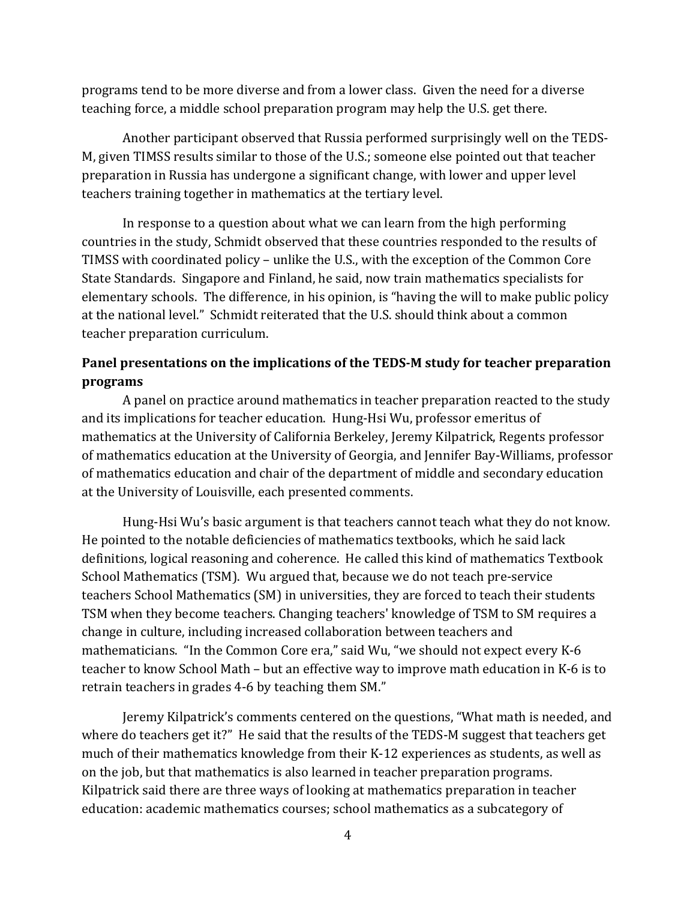programs tend to be more diverse and from a lower class. Given the need for a diverse teaching force, a middle school preparation program may help the U.S. get there.

Another participant observed that Russia performed surprisingly well on the TEDS-M, given TIMSS results similar to those of the U.S.; someone else pointed out that teacher preparation in Russia has undergone a significant change, with lower and upper level teachers training together in mathematics at the tertiary level.

In response to a question about what we can learn from the high performing countries in the study, Schmidt observed that these countries responded to the results of TIMSS with coordinated policy – unlike the U.S., with the exception of the Common Core State Standards. Singapore and Finland, he said, now train mathematics specialists for elementary schools. The difference, in his opinion, is "having the will to make public policy at the national level." Schmidt reiterated that the U.S. should think about a common teacher preparation curriculum.

**Panel presentations on the implications of the TEDS-M study for teacher preparation programs**

A panel on practice around mathematics in teacher preparation reacted to the study and its implications for teacher education. Hung-Hsi Wu, professor emeritus of mathematics at the University of California Berkeley, Jeremy Kilpatrick, Regents professor of mathematics education at the University of Georgia, and Jennifer Bay-Williams, professor of mathematics education and chair of the department of middle and secondary education at the University of Louisville, each presented comments.

Hung-Hsi Wu's basic argument is that teachers cannot teach what they do not know. He pointed to the notable deficiencies of mathematics textbooks, which he said lack definitions, logical reasoning and coherence. He called this kind of mathematics Textbook School Mathematics (TSM). Wu argued that, because we do not teach pre-service teachers School Mathematics (SM) in universities, they are forced to teach their students TSM when they become teachers. Changing teachers' knowledge of TSM to SM requires a change in culture, including increased collaboration between teachers and mathematicians. "In the Common Core era," said Wu, "we should not expect every K-6 teacher to know School Math – but an effective way to improve math education in K-6 is to retrain teachers in grades 4-6 by teaching them SM."

Jeremy Kilpatrick's comments centered on the questions, "What math is needed, and where do teachers get it?" He said that the results of the TEDS-M suggest that teachers get much of their mathematics knowledge from their K-12 experiences as students, as well as on the job, but that mathematics is also learned in teacher preparation programs. Kilpatrick said there are three ways of looking at mathematics preparation in teacher education: academic mathematics courses; school mathematics as a subcategory of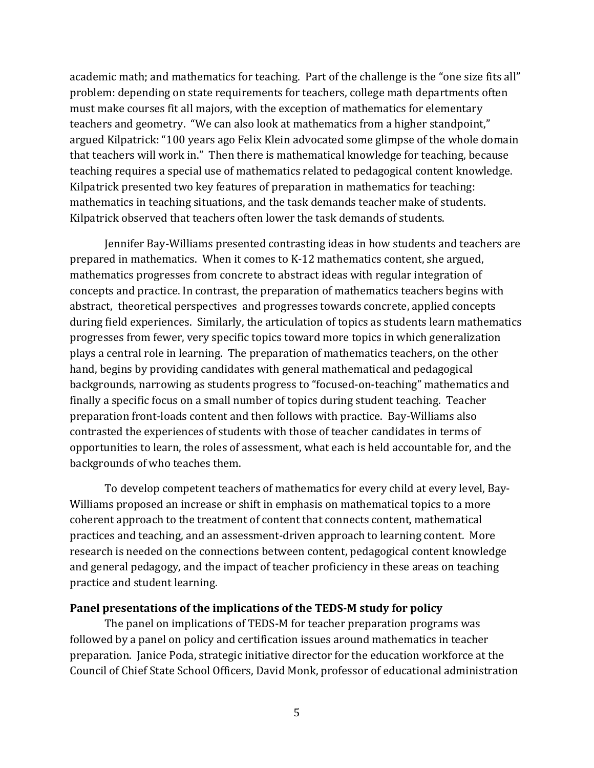academic math; and mathematics for teaching. Part of the challenge is the "one size fits all" problem: depending on state requirements for teachers, college math departments often must make courses fit all majors, with the exception of mathematics for elementary teachers and geometry. "We can also look at mathematics from a higher standpoint," argued Kilpatrick: "100 years ago Felix Klein advocated some glimpse of the whole domain that teachers will work in." Then there is mathematical knowledge for teaching, because teaching requires a special use of mathematics related to pedagogical content knowledge. Kilpatrick presented two key features of preparation in mathematics for teaching: mathematics in teaching situations, and the task demands teacher make of students. Kilpatrick observed that teachers often lower the task demands of students.

Jennifer Bay-Williams presented contrasting ideas in how students and teachers are prepared in mathematics. When it comes to K-12 mathematics content, she argued, mathematics progresses from concrete to abstract ideas with regular integration of concepts and practice. In contrast, the preparation of mathematics teachers begins with abstract, theoretical perspectives and progresses towards concrete, applied concepts during field experiences. Similarly, the articulation of topics as students learn mathematics progresses from fewer, very specific topics toward more topics in which generalization plays a central role in learning. The preparation of mathematics teachers, on the other hand, begins by providing candidates with general mathematical and pedagogical backgrounds, narrowing as students progress to "focused-on-teaching" mathematics and finally a specific focus on a small number of topics during student teaching. Teacher preparation front-loads content and then follows with practice. Bay-Williams also contrasted the experiences of students with those of teacher candidates in terms of opportunities to learn, the roles of assessment, what each is held accountable for, and the backgrounds of who teaches them.

To develop competent teachers of mathematics for every child at every level, Bay-Williams proposed an increase or shift in emphasis on mathematical topics to a more coherent approach to the treatment of content that connects content, mathematical practices and teaching, and an assessment-driven approach to learning content. More research is needed on the connections between content, pedagogical content knowledge and general pedagogy, and the impact of teacher proficiency in these areas on teaching practice and student learning.

**Panel presentations of the implications of the TEDS-M study for policy**

The panel on implications of TEDS-M for teacher preparation programs was followed by a panel on policy and certification issues around mathematics in teacher preparation. Janice Poda, strategic initiative director for the education workforce at the Council of Chief State School Officers, David Monk, professor of educational administration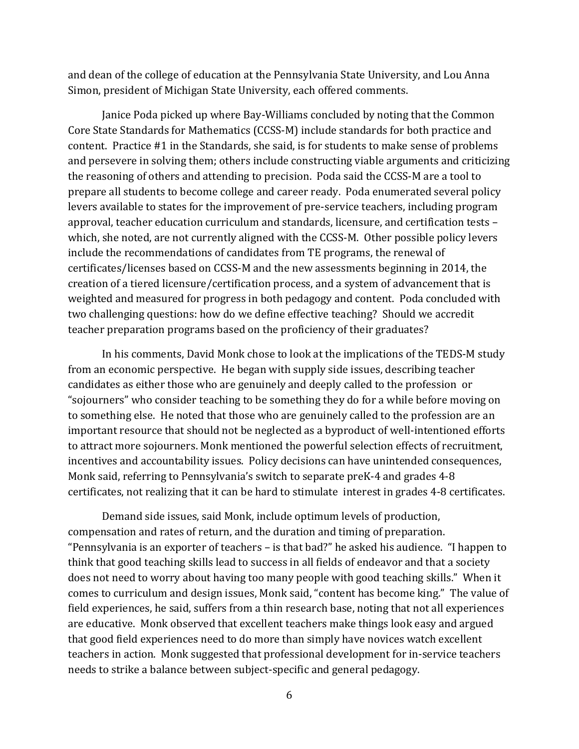and dean of the college of education at the Pennsylvania State University, and Lou Anna Simon, president of Michigan State University, each offered comments.

Janice Poda picked up where Bay-Williams concluded by noting that the Common Core State Standards for Mathematics (CCSS-M) include standards for both practice and content. Practice #1 in the Standards, she said, is for students to make sense of problems and persevere in solving them; others include constructing viable arguments and criticizing the reasoning of others and attending to precision. Poda said the CCSS-M are a tool to prepare all students to become college and career ready. Poda enumerated several policy levers available to states for the improvement of pre-service teachers, including program approval, teacher education curriculum and standards, licensure, and certification tests – which, she noted, are not currently aligned with the CCSS-M. Other possible policy levers include the recommendations of candidates from TE programs, the renewal of certificates/licenses based on CCSS-M and the new assessments beginning in 2014, the creation of a tiered licensure/certification process, and a system of advancement that is weighted and measured for progress in both pedagogy and content. Poda concluded with two challenging questions: how do we define effective teaching? Should we accredit teacher preparation programs based on the proficiency of their graduates?

In his comments, David Monk chose to look at the implications of the TEDS-M study from an economic perspective. He began with supply side issues, describing teacher candidates as either those who are genuinely and deeply called to the profession or "sojourners" who consider teaching to be something they do for a while before moving on to something else. He noted that those who are genuinely called to the profession are an important resource that should not be neglected as a byproduct of well-intentioned efforts to attract more sojourners. Monk mentioned the powerful selection effects of recruitment, incentives and accountability issues. Policy decisions can have unintended consequences, Monk said, referring to Pennsylvania's switch to separate preK-4 and grades 4-8 certificates, not realizing that it can be hard to stimulate interest in grades 4-8 certificates.

Demand side issues, said Monk, include optimum levels of production, compensation and rates of return, and the duration and timing of preparation. "Pennsylvania is an exporter of teachers – is that bad?" he asked his audience. "I happen to think that good teaching skills lead to success in all fields of endeavor and that a society does not need to worry about having too many people with good teaching skills." When it comes to curriculum and design issues, Monk said, "content has become king." The value of field experiences, he said, suffers from a thin research base, noting that not all experiences are educative. Monk observed that excellent teachers make things look easy and argued that good field experiences need to do more than simply have novices watch excellent teachers in action. Monk suggested that professional development for in-service teachers needs to strike a balance between subject-specific and general pedagogy.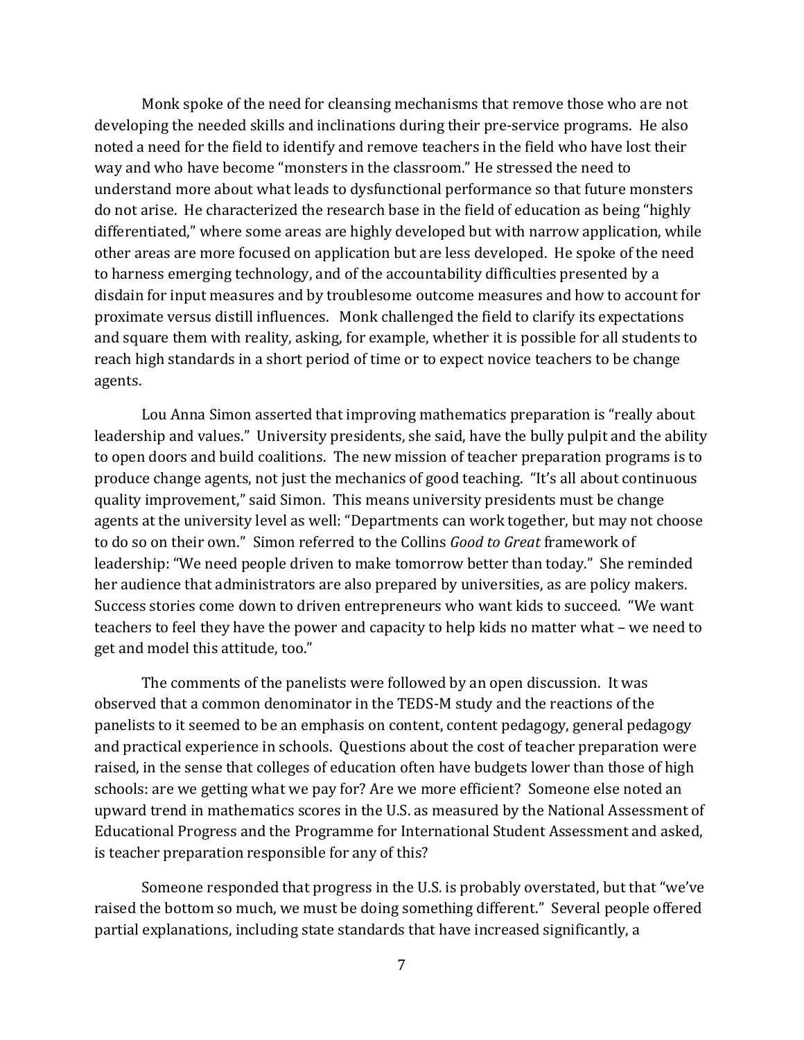Monk spoke of the need for cleansing mechanisms that remove those who are not developing the needed skills and inclinations during their pre-service programs. He also noted a need for the field to identify and remove teachers in the field who have lost their way and who have become "monsters in the classroom." He stressed the need to understand more about what leads to dysfunctional performance so that future monsters do not arise. He characterized the research base in the field of education as being "highly differentiated," where some areas are highly developed but with narrow application, while other areas are more focused on application but are less developed. He spoke of the need to harness emerging technology, and of the accountability difficulties presented by a disdain for input measures and by troublesome outcome measures and how to account for proximate versus distill influences. Monk challenged the field to clarify its expectations and square them with reality, asking, for example, whether it is possible for all students to reach high standards in a short period of time or to expect novice teachers to be change agents.

Lou Anna Simon asserted that improving mathematics preparation is "really about leadership and values." University presidents, she said, have the bully pulpit and the ability to open doors and build coalitions. The new mission of teacher preparation programs is to produce change agents, not just the mechanics of good teaching. "It's all about continuous quality improvement," said Simon. This means university presidents must be change agents at the university level as well: "Departments can work together, but may not choose to do so on their own." Simon referred to the Collins *Good to Great* framework of leadership: "We need people driven to make tomorrow better than today." She reminded her audience that administrators are also prepared by universities, as are policy makers. Success stories come down to driven entrepreneurs who want kids to succeed. "We want teachers to feel they have the power and capacity to help kids no matter what – we need to get and model this attitude, too."

The comments of the panelists were followed by an open discussion. It was observed that a common denominator in the TEDS-M study and the reactions of the panelists to it seemed to be an emphasis on content, content pedagogy, general pedagogy and practical experience in schools. Questions about the cost of teacher preparation were raised, in the sense that colleges of education often have budgets lower than those of high schools: are we getting what we pay for? Are we more efficient? Someone else noted an upward trend in mathematics scores in the U.S. as measured by the National Assessment of Educational Progress and the Programme for International Student Assessment and asked, is teacher preparation responsible for any of this?

Someone responded that progress in the U.S. is probably overstated, but that "we've raised the bottom so much, we must be doing something different." Several people offered partial explanations, including state standards that have increased significantly, a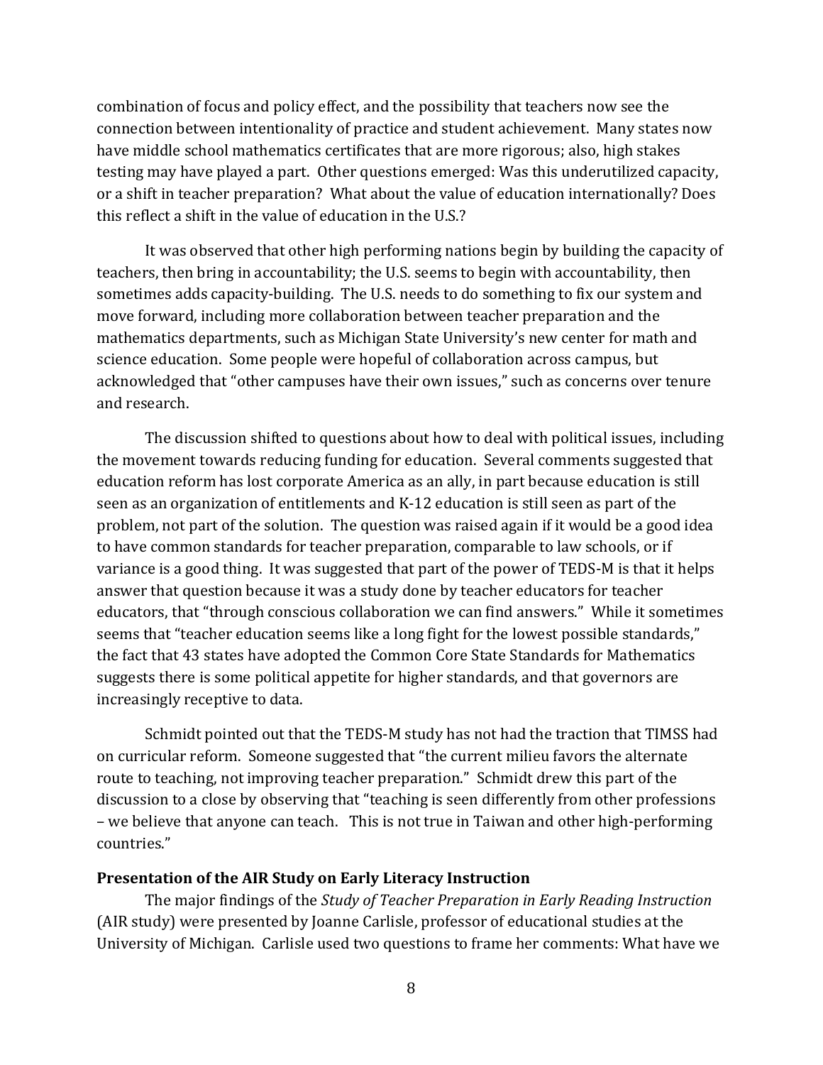combination of focus and policy effect, and the possibility that teachers now see the connection between intentionality of practice and student achievement. Many states now have middle school mathematics certificates that are more rigorous; also, high stakes testing may have played a part. Other questions emerged: Was this underutilized capacity, or a shift in teacher preparation? What about the value of education internationally? Does this reflect a shift in the value of education in the U.S.?

It was observed that other high performing nations begin by building the capacity of teachers, then bring in accountability; the U.S. seems to begin with accountability, then sometimes adds capacity-building. The U.S. needs to do something to fix our system and move forward, including more collaboration between teacher preparation and the mathematics departments, such as Michigan State University's new center for math and science education. Some people were hopeful of collaboration across campus, but acknowledged that "other campuses have their own issues," such as concerns over tenure and research.

The discussion shifted to questions about how to deal with political issues, including the movement towards reducing funding for education. Several comments suggested that education reform has lost corporate America as an ally, in part because education is still seen as an organization of entitlements and K-12 education is still seen as part of the problem, not part of the solution. The question was raised again if it would be a good idea to have common standards for teacher preparation, comparable to law schools, or if variance is a good thing. It was suggested that part of the power of TEDS-M is that it helps answer that question because it was a study done by teacher educators for teacher educators, that "through conscious collaboration we can find answers." While it sometimes seems that "teacher education seems like a long fight for the lowest possible standards," the fact that 43 states have adopted the Common Core State Standards for Mathematics suggests there is some political appetite for higher standards, and that governors are increasingly receptive to data.

Schmidt pointed out that the TEDS-M study has not had the traction that TIMSS had on curricular reform. Someone suggested that "the current milieu favors the alternate route to teaching, not improving teacher preparation." Schmidt drew this part of the discussion to a close by observing that "teaching is seen differently from other professions – we believe that anyone can teach. This is not true in Taiwan and other high-performing countries."

**Presentation of the AIR Study on Early Literacy Instruction**

The major findings of the *Study of Teacher Preparation in Early Reading Instruction* (AIR study) were presented by Joanne Carlisle, professor of educational studies at the University of Michigan. Carlisle used two questions to frame her comments: What have we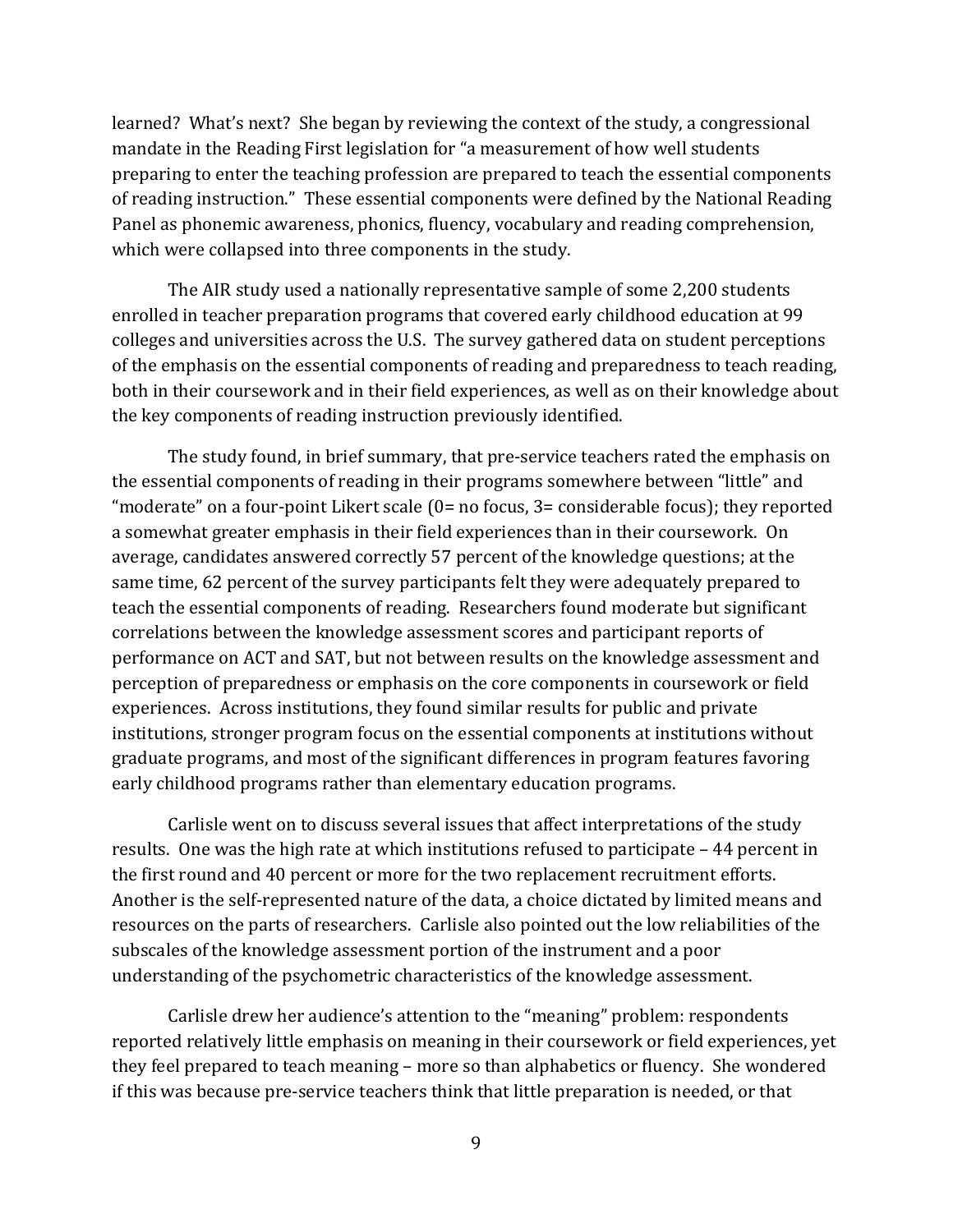learned? What's next? She began by reviewing the context of the study, a congressional mandate in the Reading First legislation for "a measurement of how well students preparing to enter the teaching profession are prepared to teach the essential components of reading instruction." These essential components were defined by the National Reading Panel as phonemic awareness, phonics, fluency, vocabulary and reading comprehension, which were collapsed into three components in the study.

The AIR study used a nationally representative sample of some 2,200 students enrolled in teacher preparation programs that covered early childhood education at 99 colleges and universities across the U.S. The survey gathered data on student perceptions of the emphasis on the essential components of reading and preparedness to teach reading, both in their coursework and in their field experiences, as well as on their knowledge about the key components of reading instruction previously identified.

The study found, in brief summary, that pre-service teachers rated the emphasis on the essential components of reading in their programs somewhere between "little" and "moderate" on a four-point Likert scale (0= no focus, 3= considerable focus); they reported a somewhat greater emphasis in their field experiences than in their coursework. On average, candidates answered correctly 57 percent of the knowledge questions; at the same time, 62 percent of the survey participants felt they were adequately prepared to teach the essential components of reading. Researchers found moderate but significant correlations between the knowledge assessment scores and participant reports of performance on ACT and SAT, but not between results on the knowledge assessment and perception of preparedness or emphasis on the core components in coursework or field experiences. Across institutions, they found similar results for public and private institutions, stronger program focus on the essential components at institutions without graduate programs, and most of the significant differences in program features favoring early childhood programs rather than elementary education programs.

Carlisle went on to discuss several issues that affect interpretations of the study results. One was the high rate at which institutions refused to participate – 44 percent in the first round and 40 percent or more for the two replacement recruitment efforts. Another is the self-represented nature of the data, a choice dictated by limited means and resources on the parts of researchers. Carlisle also pointed out the low reliabilities of the subscales of the knowledge assessment portion of the instrument and a poor understanding of the psychometric characteristics of the knowledge assessment.

Carlisle drew her audience's attention to the "meaning" problem: respondents reported relatively little emphasis on meaning in their coursework or field experiences, yet they feel prepared to teach meaning – more so than alphabetics or fluency. She wondered if this was because pre-service teachers think that little preparation is needed, or that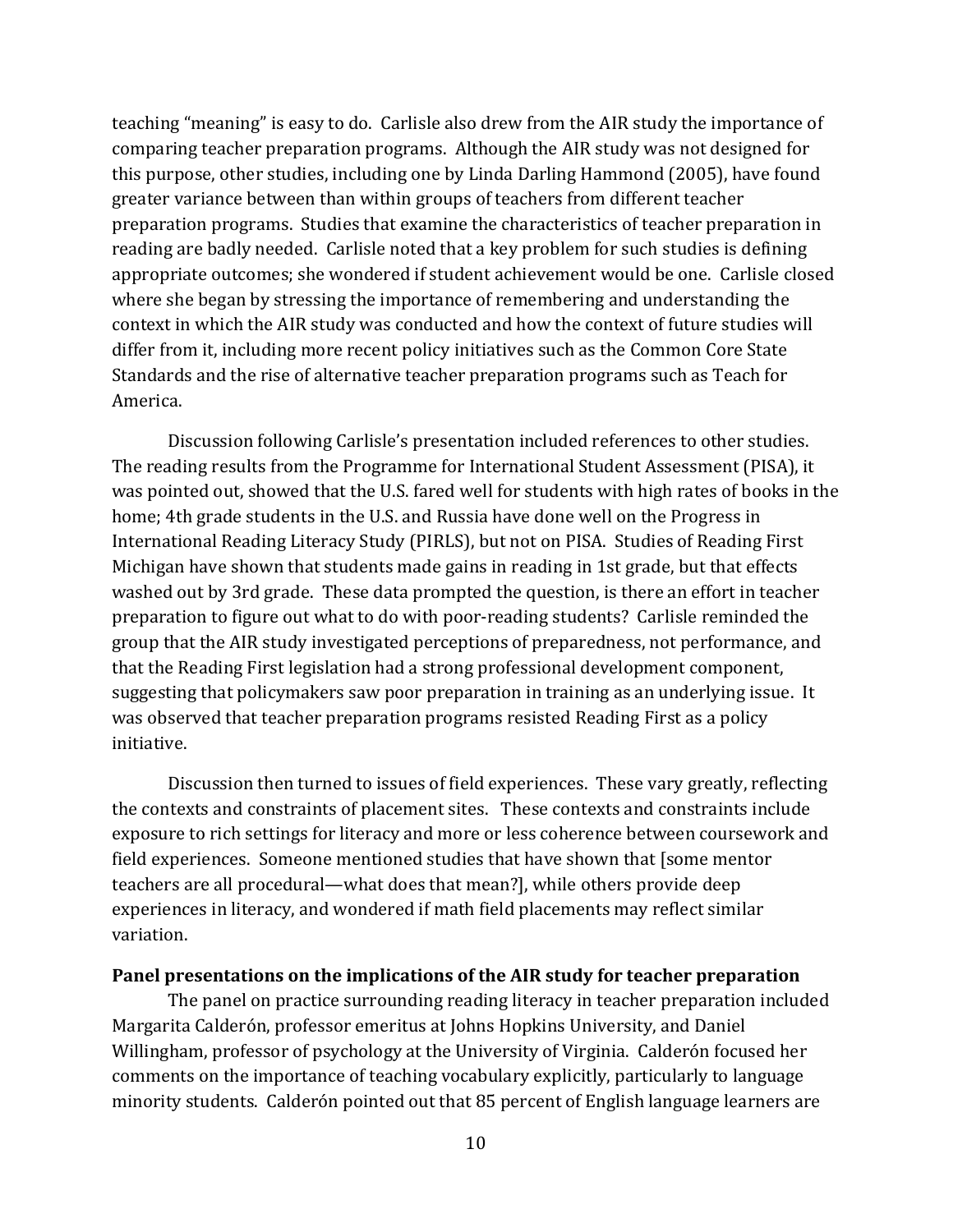teaching “meaning” is easy to do. Carlisle also drew from the AIR study the importance of comparing teacher preparation programs. Although the AIR study was not designed for this purpose, other studies, including one by Linda Darling Hammond (2005), have found greater variance between than within groups of teachers from different teacher preparation programs. Studies that examine the characteristics of teacher preparation in reading are badly needed. Carlisle noted that a key problem for such studies is defining appropriate outcomes; she wondered if student achievement would be one. Carlisle closed where she began by stressing the importance of remembering and understanding the context in which the AIR study was conducted and how the context of future studies will differ from it, including more recent policy initiatives such as the Common Core State Standards and the rise of alternative teacher preparation programs such as Teach for America.

Discussion following Carlisle’s presentation included references to other studies. The reading results from the Programme for International Student Assessment (PISA), it was pointed out, showed that the U.S. fared well for students with high rates of books in the home; 4th grade students in the U.S. and Russia have done well on the Progress in International Reading Literacy Study (PIRLS), but not on PISA. Studies of Reading First Michigan have shown that students made gains in reading in 1st grade, but that effects washed out by 3rd grade. These data prompted the question, is there an effort in teacher preparation to figure out what to do with poor-reading students? Carlisle reminded the group that the AIR study investigated perceptions of preparedness, not performance, and that the Reading First legislation had a strong professional development component, suggesting that policymakers saw poor preparation in training as an underlying issue. It was observed that teacher preparation programs resisted Reading First as a policy initiative.

Discussion then turned to issues of field experiences. These vary greatly, reflecting the contexts and constraints of placement sites. These contexts and constraints include exposure to rich settings for literacy and more or less coherence between coursework and field experiences. Someone mentioned studies that have shown that [some mentor teachers are all procedural—what does that mean?], while others provide deep experiences in literacy, and wondered if math field placements may reflect similar variation.

**Panel presentations on the implications of the AIR study for teacher preparation**

The panel on practice surrounding reading literacy in teacher preparation included Margarita Calderón, professor emeritus at Johns Hopkins University, and Daniel Willingham, professor of psychology at the University of Virginia. Calderón focused her comments on the importance of teaching vocabulary explicitly, particularly to language minority students. Calderón pointed out that 85 percent of English language learners are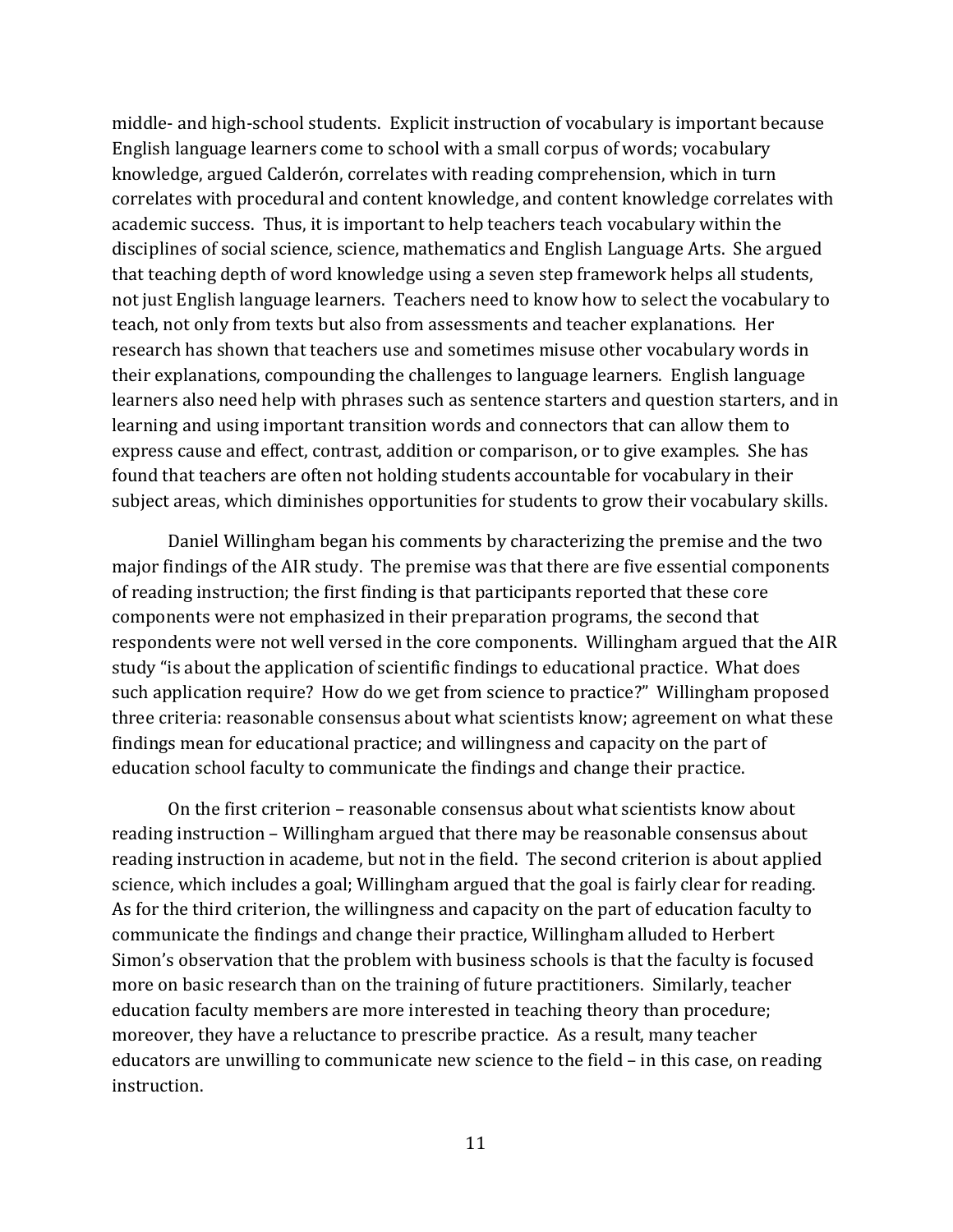middle- and high-school students. Explicit instruction of vocabulary is important because English language learners come to school with a small corpus of words; vocabulary knowledge, argued Calderón, correlates with reading comprehension, which in turn correlates with procedural and content knowledge, and content knowledge correlates with academic success. Thus, it is important to help teachers teach vocabulary within the disciplines of social science, science, mathematics and English Language Arts. She argued that teaching depth of word knowledge using a seven step framework helps all students, not just English language learners. Teachers need to know how to select the vocabulary to teach, not only from texts but also from assessments and teacher explanations. Her research has shown that teachers use and sometimes misuse other vocabulary words in their explanations, compounding the challenges to language learners. English language learners also need help with phrases such as sentence starters and question starters, and in learning and using important transition words and connectors that can allow them to express cause and effect, contrast, addition or comparison, or to give examples. She has found that teachers are often not holding students accountable for vocabulary in their subject areas, which diminishes opportunities for students to grow their vocabulary skills.

Daniel Willingham began his comments by characterizing the premise and the two major findings of the AIR study. The premise was that there are five essential components of reading instruction; the first finding is that participants reported that these core components were not emphasized in their preparation programs, the second that respondents were not well versed in the core components. Willingham argued that the AIR study "is about the application of scientific findings to educational practice. What does such application require? How do we get from science to practice?" Willingham proposed three criteria: reasonable consensus about what scientists know; agreement on what these findings mean for educational practice; and willingness and capacity on the part of education school faculty to communicate the findings and change their practice.

On the first criterion – reasonable consensus about what scientists know about reading instruction – Willingham argued that there may be reasonable consensus about reading instruction in academe, but not in the field. The second criterion is about applied science, which includes a goal; Willingham argued that the goal is fairly clear for reading. As for the third criterion, the willingness and capacity on the part of education faculty to communicate the findings and change their practice, Willingham alluded to Herbert Simon's observation that the problem with business schools is that the faculty is focused more on basic research than on the training of future practitioners. Similarly, teacher education faculty members are more interested in teaching theory than procedure; moreover, they have a reluctance to prescribe practice. As a result, many teacher educators are unwilling to communicate new science to the field – in this case, on reading instruction.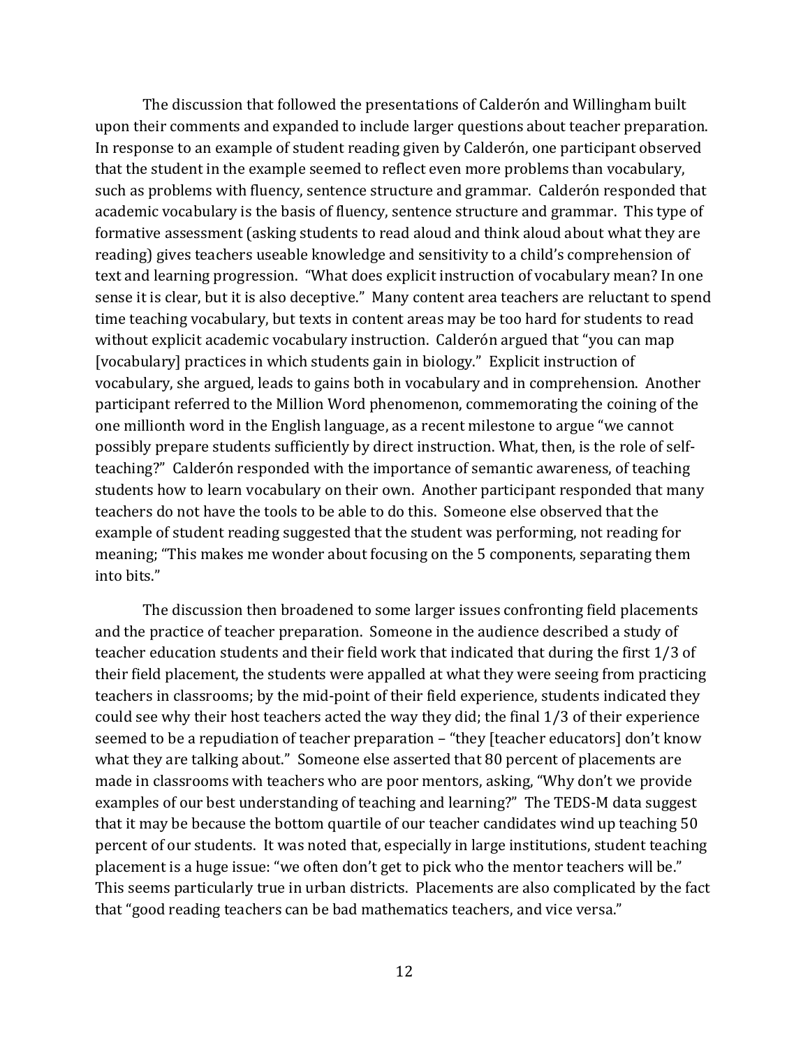The discussion that followed the presentations of Calderón and Willingham built upon their comments and expanded to include larger questions about teacher preparation. In response to an example of student reading given by Calderón, one participant observed that the student in the example seemed to reflect even more problems than vocabulary, such as problems with fluency, sentence structure and grammar. Calderón responded that academic vocabulary is the basis of fluency, sentence structure and grammar. This type of formative assessment (asking students to read aloud and think aloud about what they are reading) gives teachers useable knowledge and sensitivity to a child's comprehension of text and learning progression. "What does explicit instruction of vocabulary mean? In one sense it is clear, but it is also deceptive." Many content area teachers are reluctant to spend time teaching vocabulary, but texts in content areas may be too hard for students to read without explicit academic vocabulary instruction. Calderón argued that "you can map [vocabulary] practices in which students gain in biology." Explicit instruction of vocabulary, she argued, leads to gains both in vocabulary and in comprehension. Another participant referred to the Million Word phenomenon, commemorating the coining of the one millionth word in the English language, as a recent milestone to argue "we cannot possibly prepare students sufficiently by direct instruction. What, then, is the role of self-teaching?" Calderón responded with the importance of semantic awareness, of teaching students how to learn vocabulary on their own. Another participant responded that many teachers do not have the tools to be able to do this. Someone else observed that the example of student reading suggested that the student was performing, not reading for meaning; "This makes me wonder about focusing on the 5 components, separating them into bits."

The discussion then broadened to some larger issues confronting field placements and the practice of teacher preparation. Someone in the audience described a study of teacher education students and their field work that indicated that during the first 1/3 of their field placement, the students were appalled at what they were seeing from practicing teachers in classrooms; by the mid-point of their field experience, students indicated they could see why their host teachers acted the way they did; the final 1/3 of their experience seemed to be a repudiation of teacher preparation – "they [teacher educators] don't know what they are talking about." Someone else asserted that 80 percent of placements are made in classrooms with teachers who are poor mentors, asking, "Why don't we provide examples of our best understanding of teaching and learning?" The TEDS-M data suggest that it may be because the bottom quartile of our teacher candidates wind up teaching 50 percent of our students. It was noted that, especially in large institutions, student teaching placement is a huge issue: "we often don't get to pick who the mentor teachers will be." This seems particularly true in urban districts. Placements are also complicated by the fact that "good reading teachers can be bad mathematics teachers, and vice versa."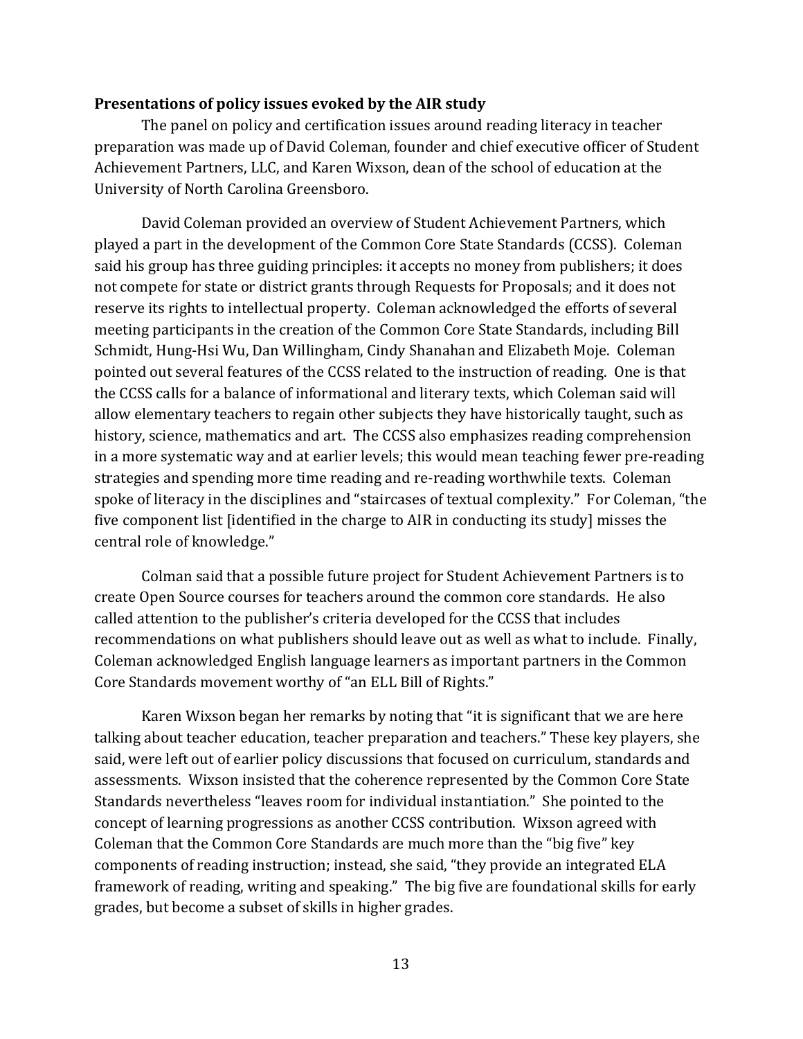**Presentations of policy issues evoked by the AIR study**

The panel on policy and certification issues around reading literacy in teacher preparation was made up of David Coleman, founder and chief executive officer of Student Achievement Partners, LLC, and Karen Wixson, dean of the school of education at the University of North Carolina Greensboro.

David Coleman provided an overview of Student Achievement Partners, which played a part in the development of the Common Core State Standards (CCSS). Coleman said his group has three guiding principles: it accepts no money from publishers; it does not compete for state or district grants through Requests for Proposals; and it does not reserve its rights to intellectual property. Coleman acknowledged the efforts of several meeting participants in the creation of the Common Core State Standards, including Bill Schmidt, Hung-Hsi Wu, Dan Willingham, Cindy Shanahan and Elizabeth Moje. Coleman pointed out several features of the CCSS related to the instruction of reading. One is that the CCSS calls for a balance of informational and literary texts, which Coleman said will allow elementary teachers to regain other subjects they have historically taught, such as history, science, mathematics and art. The CCSS also emphasizes reading comprehension in a more systematic way and at earlier levels; this would mean teaching fewer pre-reading strategies and spending more time reading and re-reading worthwhile texts. Coleman spoke of literacy in the disciplines and "staircases of textual complexity." For Coleman, "the five component list [identified in the charge to AIR in conducting its study] misses the central role of knowledge."

Colman said that a possible future project for Student Achievement Partners is to create Open Source courses for teachers around the common core standards. He also called attention to the publisher's criteria developed for the CCSS that includes recommendations on what publishers should leave out as well as what to include. Finally, Coleman acknowledged English language learners as important partners in the Common Core Standards movement worthy of "an ELL Bill of Rights."

Karen Wixson began her remarks by noting that "it is significant that we are here talking about teacher education, teacher preparation and teachers." These key players, she said, were left out of earlier policy discussions that focused on curriculum, standards and assessments. Wixson insisted that the coherence represented by the Common Core State Standards nevertheless "leaves room for individual instantiation." She pointed to the concept of learning progressions as another CCSS contribution. Wixson agreed with Coleman that the Common Core Standards are much more than the "big five" key components of reading instruction; instead, she said, "they provide an integrated ELA framework of reading, writing and speaking." The big five are foundational skills for early grades, but become a subset of skills in higher grades.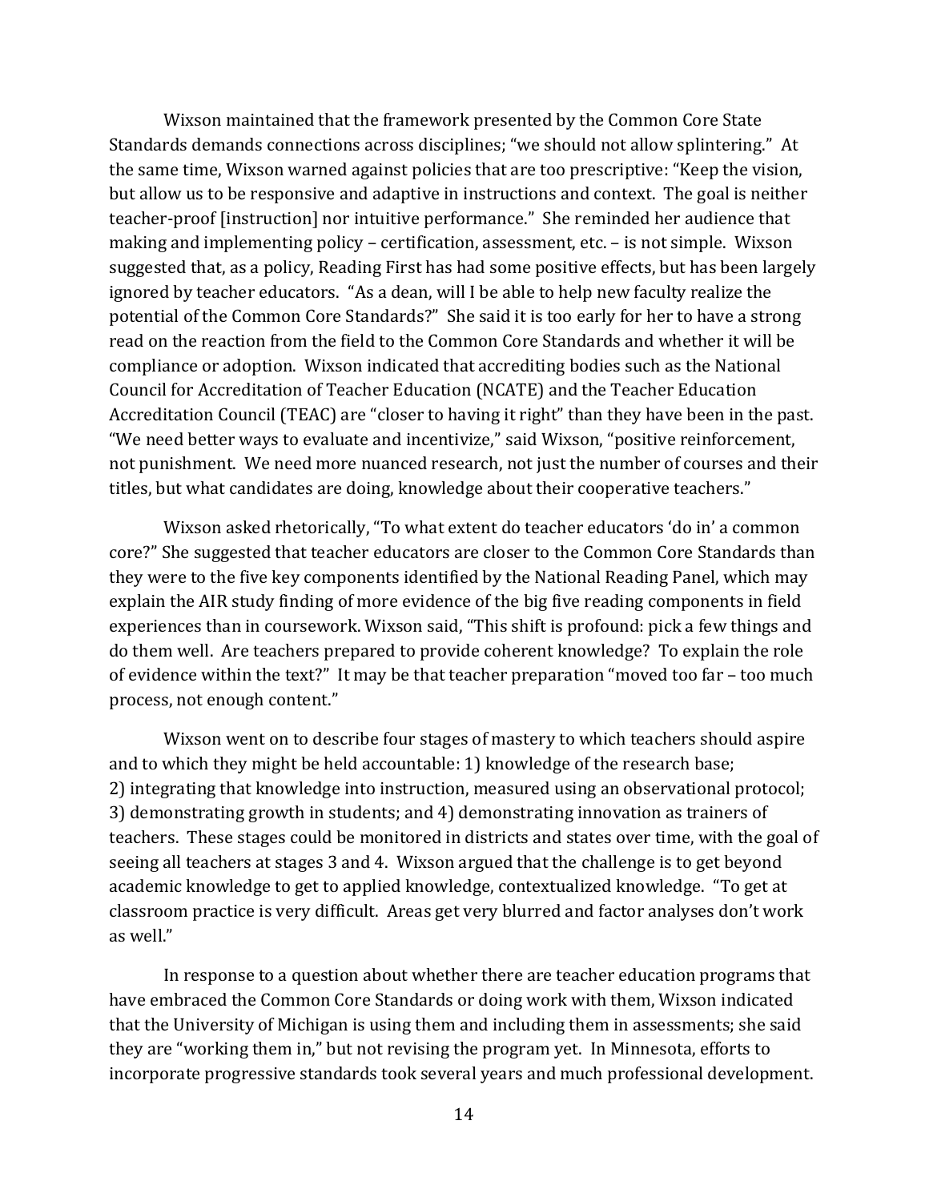Wixson maintained that the framework presented by the Common Core State Standards demands connections across disciplines; "we should not allow splintering." At the same time, Wixson warned against policies that are too prescriptive: "Keep the vision, but allow us to be responsive and adaptive in instructions and context. The goal is neither teacher-proof [instruction] nor intuitive performance." She reminded her audience that making and implementing policy – certification, assessment, etc. – is not simple. Wixson suggested that, as a policy, Reading First has had some positive effects, but has been largely ignored by teacher educators. "As a dean, will I be able to help new faculty realize the potential of the Common Core Standards?" She said it is too early for her to have a strong read on the reaction from the field to the Common Core Standards and whether it will be compliance or adoption. Wixson indicated that accrediting bodies such as the National Council for Accreditation of Teacher Education (NCATE) and the Teacher Education Accreditation Council (TEAC) are "closer to having it right" than they have been in the past. "We need better ways to evaluate and incentivize," said Wixson, "positive reinforcement, not punishment. We need more nuanced research, not just the number of courses and their titles, but what candidates are doing, knowledge about their cooperative teachers."

Wixson asked rhetorically, "To what extent do teacher educators 'do in' a common core?" She suggested that teacher educators are closer to the Common Core Standards than they were to the five key components identified by the National Reading Panel, which may explain the AIR study finding of more evidence of the big five reading components in field experiences than in coursework. Wixson said, "This shift is profound: pick a few things and do them well. Are teachers prepared to provide coherent knowledge? To explain the role of evidence within the text?" It may be that teacher preparation "moved too far – too much process, not enough content."

Wixson went on to describe four stages of mastery to which teachers should aspire and to which they might be held accountable: 1) knowledge of the research base; 2) integrating that knowledge into instruction, measured using an observational protocol; 3) demonstrating growth in students; and 4) demonstrating innovation as trainers of teachers. These stages could be monitored in districts and states over time, with the goal of seeing all teachers at stages 3 and 4. Wixson argued that the challenge is to get beyond academic knowledge to get to applied knowledge, contextualized knowledge. "To get at classroom practice is very difficult. Areas get very blurred and factor analyses don't work as well."

In response to a question about whether there are teacher education programs that have embraced the Common Core Standards or doing work with them, Wixson indicated that the University of Michigan is using them and including them in assessments; she said they are "working them in," but not revising the program yet. In Minnesota, efforts to incorporate progressive standards took several years and much professional development.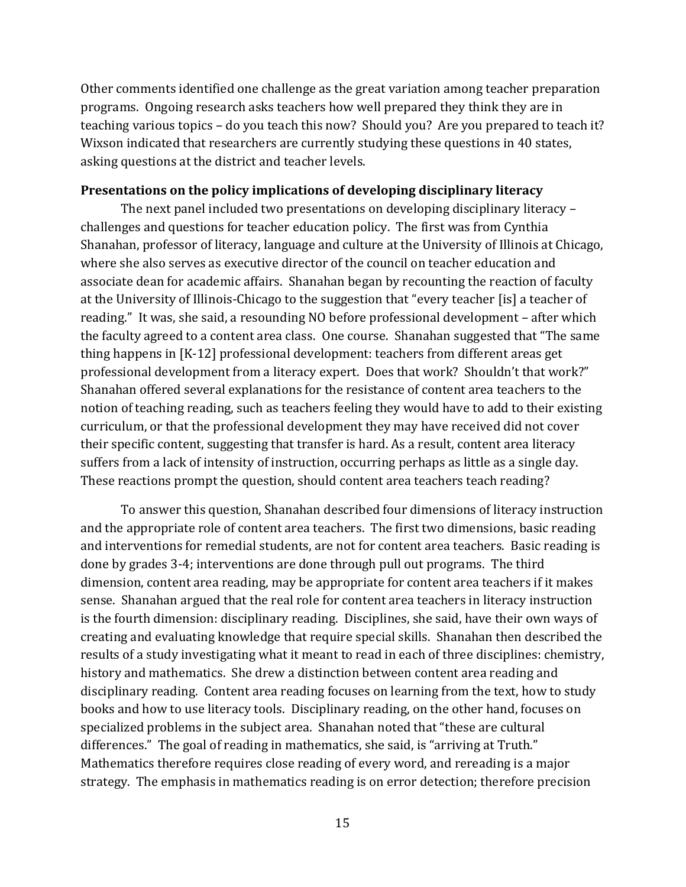Other comments identified one challenge as the great variation among teacher preparation programs. Ongoing research asks teachers how well prepared they think they are in teaching various topics – do you teach this now? Should you? Are you prepared to teach it? Wixson indicated that researchers are currently studying these questions in 40 states, asking questions at the district and teacher levels.

**Presentations on the policy implications of developing disciplinary literacy**

The next panel included two presentations on developing disciplinary literacy – challenges and questions for teacher education policy. The first was from Cynthia Shanahan, professor of literacy, language and culture at the University of Illinois at Chicago, where she also serves as executive director of the council on teacher education and associate dean for academic affairs. Shanahan began by recounting the reaction of faculty at the University of Illinois-Chicago to the suggestion that "every teacher [is] a teacher of reading." It was, she said, a resounding NO before professional development – after which the faculty agreed to a content area class. One course. Shanahan suggested that "The same thing happens in [K-12] professional development: teachers from different areas get professional development from a literacy expert. Does that work? Shouldn't that work?" Shanahan offered several explanations for the resistance of content area teachers to the notion of teaching reading, such as teachers feeling they would have to add to their existing curriculum, or that the professional development they may have received did not cover their specific content, suggesting that transfer is hard. As a result, content area literacy suffers from a lack of intensity of instruction, occurring perhaps as little as a single day. These reactions prompt the question, should content area teachers teach reading?

To answer this question, Shanahan described four dimensions of literacy instruction and the appropriate role of content area teachers. The first two dimensions, basic reading and interventions for remedial students, are not for content area teachers. Basic reading is done by grades 3-4; interventions are done through pull out programs. The third dimension, content area reading, may be appropriate for content area teachers if it makes sense. Shanahan argued that the real role for content area teachers in literacy instruction is the fourth dimension: disciplinary reading. Disciplines, she said, have their own ways of creating and evaluating knowledge that require special skills. Shanahan then described the results of a study investigating what it meant to read in each of three disciplines: chemistry, history and mathematics. She drew a distinction between content area reading and disciplinary reading. Content area reading focuses on learning from the text, how to study books and how to use literacy tools. Disciplinary reading, on the other hand, focuses on specialized problems in the subject area. Shanahan noted that "these are cultural differences." The goal of reading in mathematics, she said, is "arriving at Truth." Mathematics therefore requires close reading of every word, and rereading is a major strategy. The emphasis in mathematics reading is on error detection; therefore precision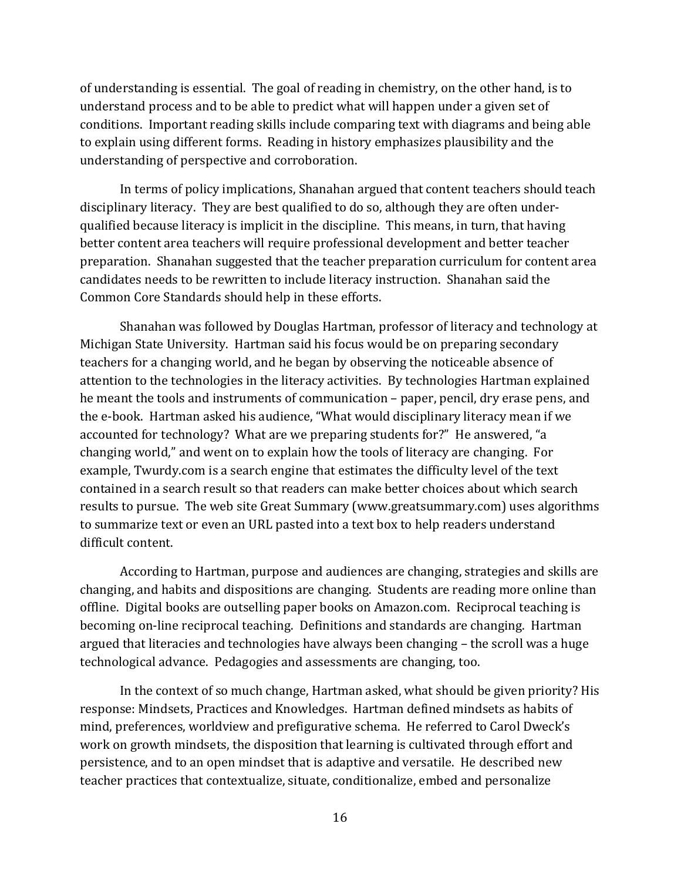of understanding is essential. The goal of reading in chemistry, on the other hand, is to understand process and to be able to predict what will happen under a given set of conditions. Important reading skills include comparing text with diagrams and being able to explain using different forms. Reading in history emphasizes plausibility and the understanding of perspective and corroboration.

In terms of policy implications, Shanahan argued that content teachers should teach disciplinary literacy. They are best qualified to do so, although they are often under-qualified because literacy is implicit in the discipline. This means, in turn, that having better content area teachers will require professional development and better teacher preparation. Shanahan suggested that the teacher preparation curriculum for content area candidates needs to be rewritten to include literacy instruction. Shanahan said the Common Core Standards should help in these efforts.

Shanahan was followed by Douglas Hartman, professor of literacy and technology at Michigan State University. Hartman said his focus would be on preparing secondary teachers for a changing world, and he began by observing the noticeable absence of attention to the technologies in the literacy activities. By technologies Hartman explained he meant the tools and instruments of communication – paper, pencil, dry erase pens, and the e-book. Hartman asked his audience, "What would disciplinary literacy mean if we accounted for technology? What are we preparing students for?" He answered, "a changing world," and went on to explain how the tools of literacy are changing. For example, Twurdy.com is a search engine that estimates the difficulty level of the text contained in a search result so that readers can make better choices about which search results to pursue. The web site Great Summary (www.greatsummary.com) uses algorithms to summarize text or even an URL pasted into a text box to help readers understand difficult content.

According to Hartman, purpose and audiences are changing, strategies and skills are changing, and habits and dispositions are changing. Students are reading more online than offline. Digital books are outselling paper books on Amazon.com. Reciprocal teaching is becoming on-line reciprocal teaching. Definitions and standards are changing. Hartman argued that literacies and technologies have always been changing – the scroll was a huge technological advance. Pedagogies and assessments are changing, too.

In the context of so much change, Hartman asked, what should be given priority? His response: Mindsets, Practices and Knowledges. Hartman defined mindsets as habits of mind, preferences, worldview and prefigurative schema. He referred to Carol Dweck's work on growth mindsets, the disposition that learning is cultivated through effort and persistence, and to an open mindset that is adaptive and versatile. He described new teacher practices that contextualize, situate, conditionalize, embed and personalize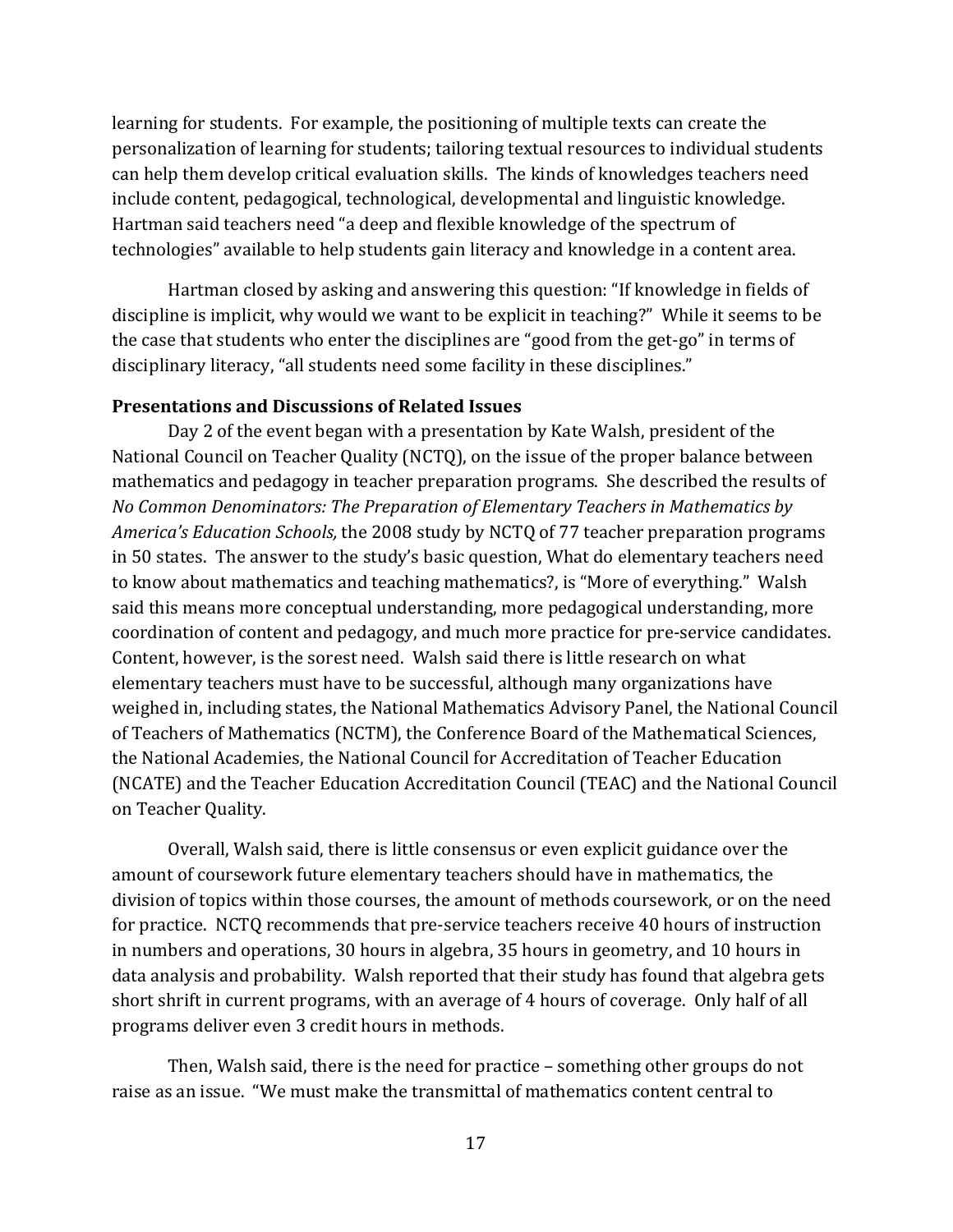learning for students. For example, the positioning of multiple texts can create the personalization of learning for students; tailoring textual resources to individual students can help them develop critical evaluation skills. The kinds of knowledges teachers need include content, pedagogical, technological, developmental and linguistic knowledge. Hartman said teachers need "a deep and flexible knowledge of the spectrum of technologies" available to help students gain literacy and knowledge in a content area.

Hartman closed by asking and answering this question: "If knowledge in fields of discipline is implicit, why would we want to be explicit in teaching?" While it seems to be the case that students who enter the disciplines are "good from the get-go" in terms of disciplinary literacy, "all students need some facility in these disciplines."

**Presentations and Discussions of Related Issues**

Day 2 of the event began with a presentation by Kate Walsh, president of the National Council on Teacher Quality (NCTQ), on the issue of the proper balance between mathematics and pedagogy in teacher preparation programs. She described the results of *No Common Denominators: The Preparation of Elementary Teachers in Mathematics by America's Education Schools,* the 2008 study by NCTQ of 77 teacher preparation programs in 50 states. The answer to the study's basic question, What do elementary teachers need to know about mathematics and teaching mathematics?, is "More of everything." Walsh said this means more conceptual understanding, more pedagogical understanding, more coordination of content and pedagogy, and much more practice for pre-service candidates. Content, however, is the sorest need. Walsh said there is little research on what elementary teachers must have to be successful, although many organizations have weighed in, including states, the National Mathematics Advisory Panel, the National Council of Teachers of Mathematics (NCTM), the Conference Board of the Mathematical Sciences, the National Academies, the National Council for Accreditation of Teacher Education (NCATE) and the Teacher Education Accreditation Council (TEAC) and the National Council on Teacher Quality.

Overall, Walsh said, there is little consensus or even explicit guidance over the amount of coursework future elementary teachers should have in mathematics, the division of topics within those courses, the amount of methods coursework, or on the need for practice. NCTQ recommends that pre-service teachers receive 40 hours of instruction in numbers and operations, 30 hours in algebra, 35 hours in geometry, and 10 hours in data analysis and probability. Walsh reported that their study has found that algebra gets short shrift in current programs, with an average of 4 hours of coverage. Only half of all programs deliver even 3 credit hours in methods.

Then, Walsh said, there is the need for practice – something other groups do not raise as an issue. "We must make the transmittal of mathematics content central to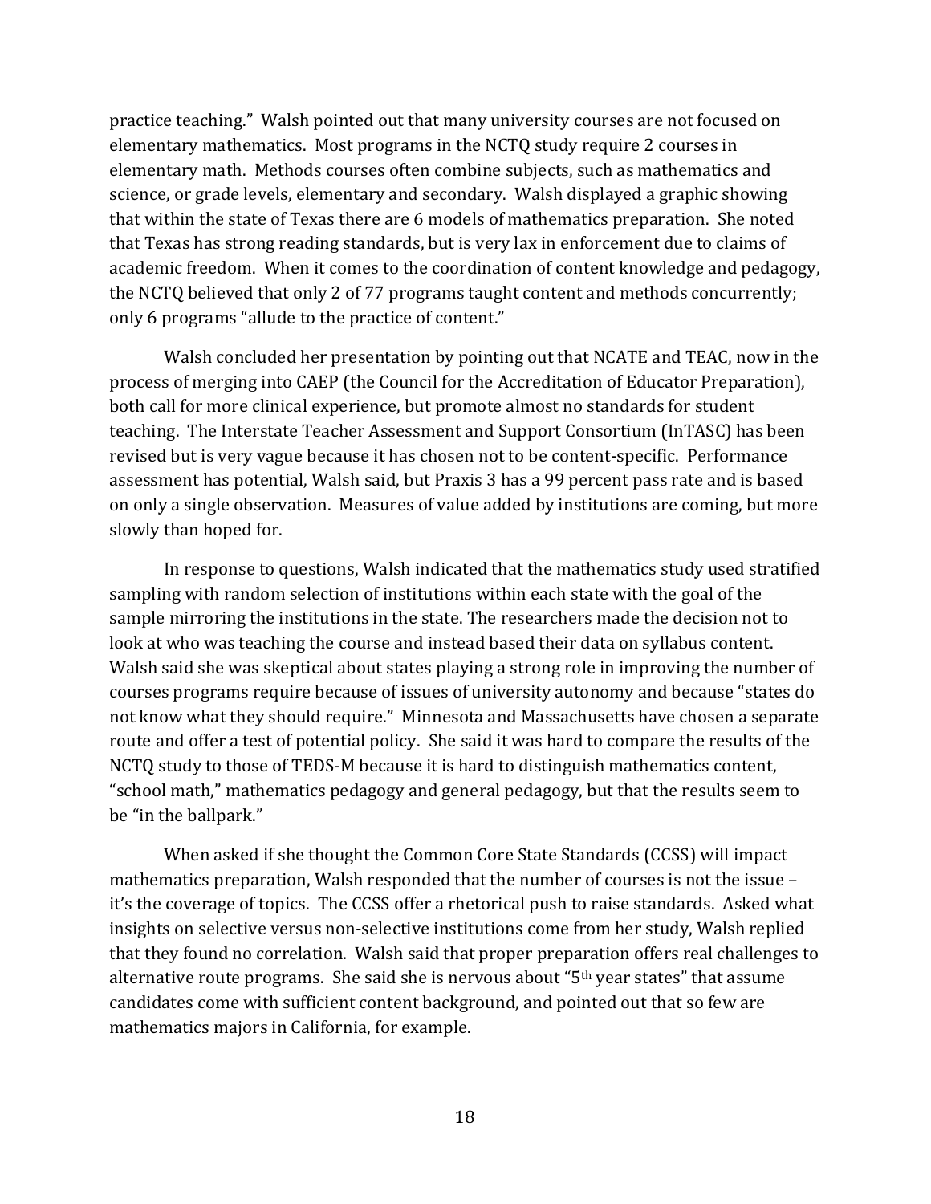practice teaching." Walsh pointed out that many university courses are not focused on elementary mathematics. Most programs in the NCTQ study require 2 courses in elementary math. Methods courses often combine subjects, such as mathematics and science, or grade levels, elementary and secondary. Walsh displayed a graphic showing that within the state of Texas there are 6 models of mathematics preparation. She noted that Texas has strong reading standards, but is very lax in enforcement due to claims of academic freedom. When it comes to the coordination of content knowledge and pedagogy, the NCTQ believed that only 2 of 77 programs taught content and methods concurrently; only 6 programs "allude to the practice of content."

Walsh concluded her presentation by pointing out that NCATE and TEAC, now in the process of merging into CAEP (the Council for the Accreditation of Educator Preparation), both call for more clinical experience, but promote almost no standards for student teaching. The Interstate Teacher Assessment and Support Consortium (InTASC) has been revised but is very vague because it has chosen not to be content-specific. Performance assessment has potential, Walsh said, but Praxis 3 has a 99 percent pass rate and is based on only a single observation. Measures of value added by institutions are coming, but more slowly than hoped for.

In response to questions, Walsh indicated that the mathematics study used stratified sampling with random selection of institutions within each state with the goal of the sample mirroring the institutions in the state. The researchers made the decision not to look at who was teaching the course and instead based their data on syllabus content. Walsh said she was skeptical about states playing a strong role in improving the number of courses programs require because of issues of university autonomy and because "states do not know what they should require." Minnesota and Massachusetts have chosen a separate route and offer a test of potential policy. She said it was hard to compare the results of the NCTQ study to those of TEDS-M because it is hard to distinguish mathematics content, "school math," mathematics pedagogy and general pedagogy, but that the results seem to be "in the ballpark."

When asked if she thought the Common Core State Standards (CCSS) will impact mathematics preparation, Walsh responded that the number of courses is not the issue – it's the coverage of topics. The CCSS offer a rhetorical push to raise standards. Asked what insights on selective versus non-selective institutions come from her study, Walsh replied that they found no correlation. Walsh said that proper preparation offers real challenges to alternative route programs. She said she is nervous about "5th year states" that assume candidates come with sufficient content background, and pointed out that so few are mathematics majors in California, for example.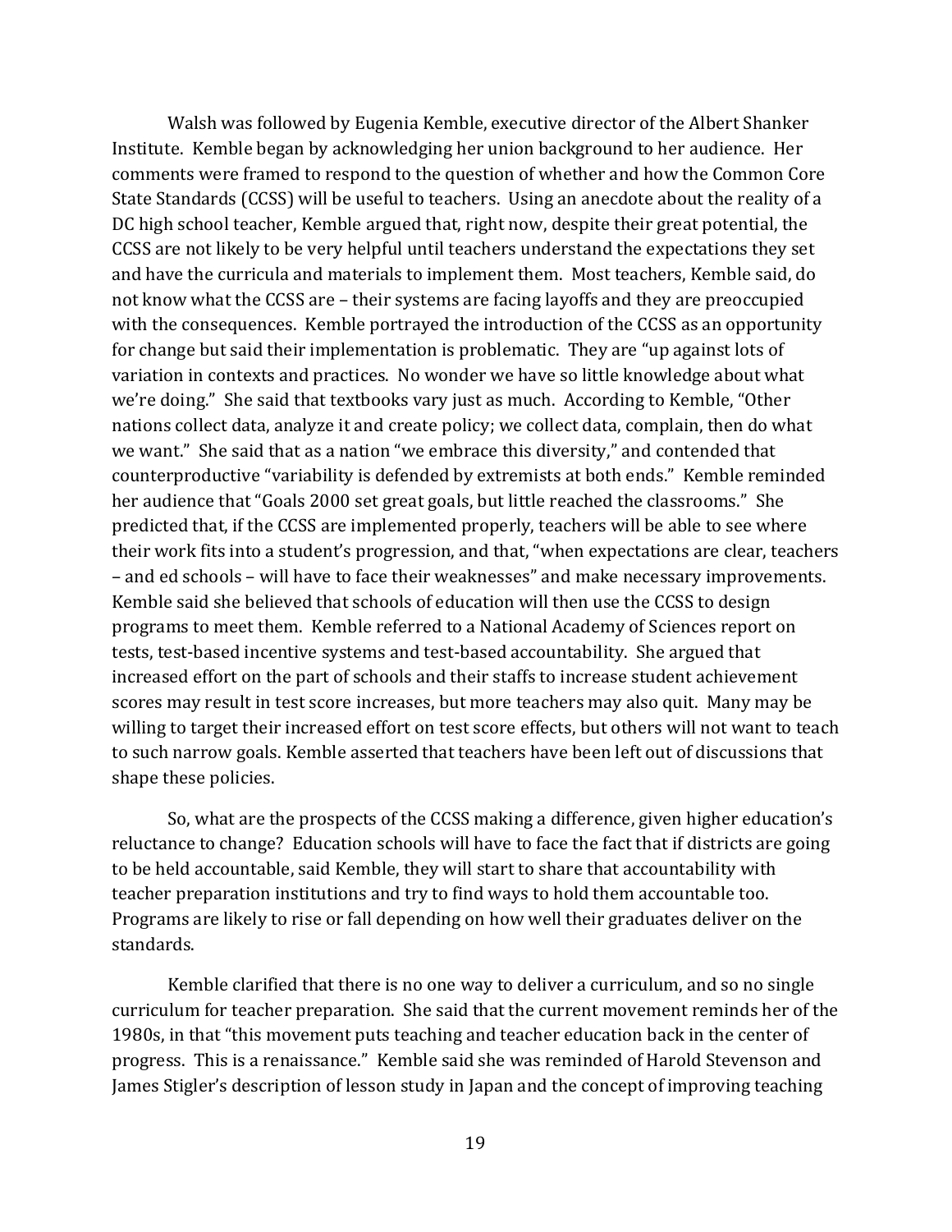Walsh was followed by Eugenia Kemble, executive director of the Albert Shanker Institute. Kemble began by acknowledging her union background to her audience. Her comments were framed to respond to the question of whether and how the Common Core State Standards (CCSS) will be useful to teachers. Using an anecdote about the reality of a DC high school teacher, Kemble argued that, right now, despite their great potential, the CCSS are not likely to be very helpful until teachers understand the expectations they set and have the curricula and materials to implement them. Most teachers, Kemble said, do not know what the CCSS are – their systems are facing layoffs and they are preoccupied with the consequences. Kemble portrayed the introduction of the CCSS as an opportunity for change but said their implementation is problematic. They are "up against lots of variation in contexts and practices. No wonder we have so little knowledge about what we're doing." She said that textbooks vary just as much. According to Kemble, "Other nations collect data, analyze it and create policy; we collect data, complain, then do what we want." She said that as a nation "we embrace this diversity," and contended that counterproductive "variability is defended by extremists at both ends." Kemble reminded her audience that "Goals 2000 set great goals, but little reached the classrooms." She predicted that, if the CCSS are implemented properly, teachers will be able to see where their work fits into a student's progression, and that, "when expectations are clear, teachers – and ed schools – will have to face their weaknesses" and make necessary improvements. Kemble said she believed that schools of education will then use the CCSS to design programs to meet them. Kemble referred to a National Academy of Sciences report on tests, test-based incentive systems and test-based accountability. She argued that increased effort on the part of schools and their staffs to increase student achievement scores may result in test score increases, but more teachers may also quit. Many may be willing to target their increased effort on test score effects, but others will not want to teach to such narrow goals. Kemble asserted that teachers have been left out of discussions that shape these policies.

So, what are the prospects of the CCSS making a difference, given higher education's reluctance to change? Education schools will have to face the fact that if districts are going to be held accountable, said Kemble, they will start to share that accountability with teacher preparation institutions and try to find ways to hold them accountable too. Programs are likely to rise or fall depending on how well their graduates deliver on the standards.

Kemble clarified that there is no one way to deliver a curriculum, and so no single curriculum for teacher preparation. She said that the current movement reminds her of the 1980s, in that "this movement puts teaching and teacher education back in the center of progress. This is a renaissance." Kemble said she was reminded of Harold Stevenson and James Stigler's description of lesson study in Japan and the concept of improving teaching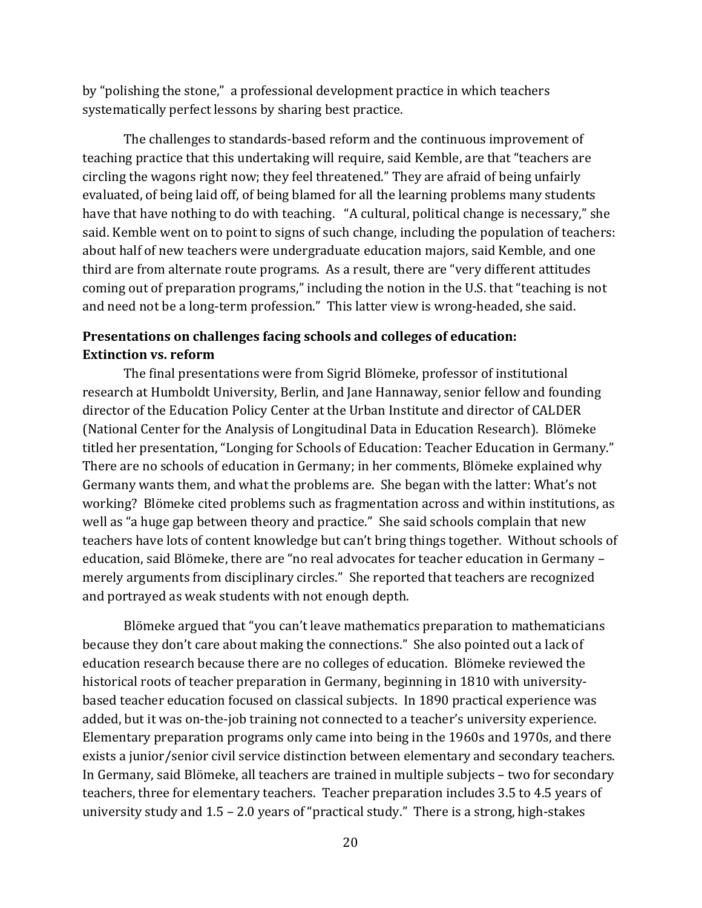by "polishing the stone," a professional development practice in which teachers systematically perfect lessons by sharing best practice.

The challenges to standards-based reform and the continuous improvement of teaching practice that this undertaking will require, said Kemble, are that "teachers are circling the wagons right now; they feel threatened." They are afraid of being unfairly evaluated, of being laid off, of being blamed for all the learning problems many students have that have nothing to do with teaching. "A cultural, political change is necessary," she said. Kemble went on to point to signs of such change, including the population of teachers: about half of new teachers were undergraduate education majors, said Kemble, and one third are from alternate route programs. As a result, there are "very different attitudes coming out of preparation programs," including the notion in the U.S. that "teaching is not and need not be a long-term profession." This latter view is wrong-headed, she said.

**Presentations on challenges facing schools and colleges of education: Extinction vs. reform**

The final presentations were from Sigrid Blömeke, professor of institutional research at Humboldt University, Berlin, and Jane Hannaway, senior fellow and founding director of the Education Policy Center at the Urban Institute and director of CALDER (National Center for the Analysis of Longitudinal Data in Education Research). Blömeke titled her presentation, "Longing for Schools of Education: Teacher Education in Germany." There are no schools of education in Germany; in her comments, Blömeke explained why Germany wants them, and what the problems are. She began with the latter: What's not working? Blömeke cited problems such as fragmentation across and within institutions, as well as "a huge gap between theory and practice." She said schools complain that new teachers have lots of content knowledge but can't bring things together. Without schools of education, said Blömeke, there are "no real advocates for teacher education in Germany – merely arguments from disciplinary circles." She reported that teachers are recognized and portrayed as weak students with not enough depth.

Blömeke argued that "you can't leave mathematics preparation to mathematicians because they don't care about making the connections." She also pointed out a lack of education research because there are no colleges of education. Blömeke reviewed the historical roots of teacher preparation in Germany, beginning in 1810 with university-based teacher education focused on classical subjects. In 1890 practical experience was added, but it was on-the-job training not connected to a teacher's university experience. Elementary preparation programs only came into being in the 1960s and 1970s, and there exists a junior/senior civil service distinction between elementary and secondary teachers. In Germany, said Blömeke, all teachers are trained in multiple subjects – two for secondary teachers, three for elementary teachers. Teacher preparation includes 3.5 to 4.5 years of university study and 1.5 – 2.0 years of "practical study." There is a strong, high-stakes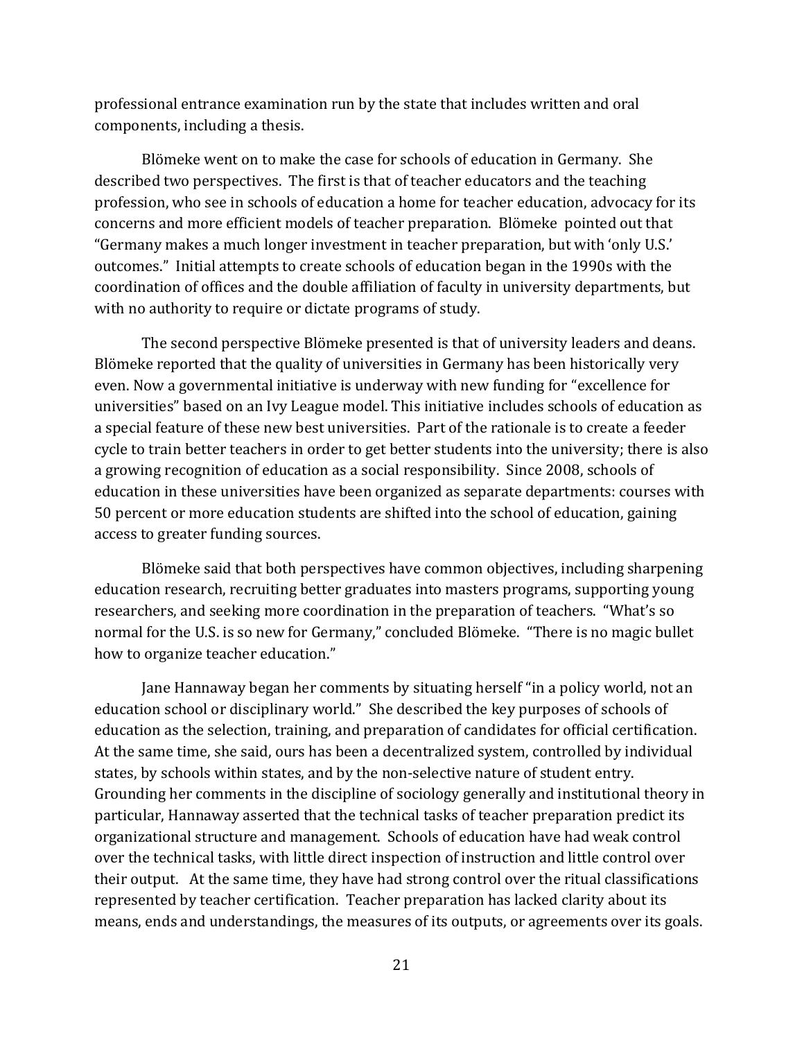professional entrance examination run by the state that includes written and oral components, including a thesis.

Blömeke went on to make the case for schools of education in Germany. She described two perspectives. The first is that of teacher educators and the teaching profession, who see in schools of education a home for teacher education, advocacy for its concerns and more efficient models of teacher preparation. Blömeke pointed out that "Germany makes a much longer investment in teacher preparation, but with 'only U.S.' outcomes." Initial attempts to create schools of education began in the 1990s with the coordination of offices and the double affiliation of faculty in university departments, but with no authority to require or dictate programs of study.

The second perspective Blömeke presented is that of university leaders and deans. Blömeke reported that the quality of universities in Germany has been historically very even. Now a governmental initiative is underway with new funding for "excellence for universities" based on an Ivy League model. This initiative includes schools of education as a special feature of these new best universities. Part of the rationale is to create a feeder cycle to train better teachers in order to get better students into the university; there is also a growing recognition of education as a social responsibility. Since 2008, schools of education in these universities have been organized as separate departments: courses with 50 percent or more education students are shifted into the school of education, gaining access to greater funding sources.

Blömeke said that both perspectives have common objectives, including sharpening education research, recruiting better graduates into masters programs, supporting young researchers, and seeking more coordination in the preparation of teachers. "What's so normal for the U.S. is so new for Germany," concluded Blömeke. "There is no magic bullet how to organize teacher education."

Jane Hannaway began her comments by situating herself "in a policy world, not an education school or disciplinary world." She described the key purposes of schools of education as the selection, training, and preparation of candidates for official certification. At the same time, she said, ours has been a decentralized system, controlled by individual states, by schools within states, and by the non-selective nature of student entry. Grounding her comments in the discipline of sociology generally and institutional theory in particular, Hannaway asserted that the technical tasks of teacher preparation predict its organizational structure and management. Schools of education have had weak control over the technical tasks, with little direct inspection of instruction and little control over their output. At the same time, they have had strong control over the ritual classifications represented by teacher certification. Teacher preparation has lacked clarity about its means, ends and understandings, the measures of its outputs, or agreements over its goals.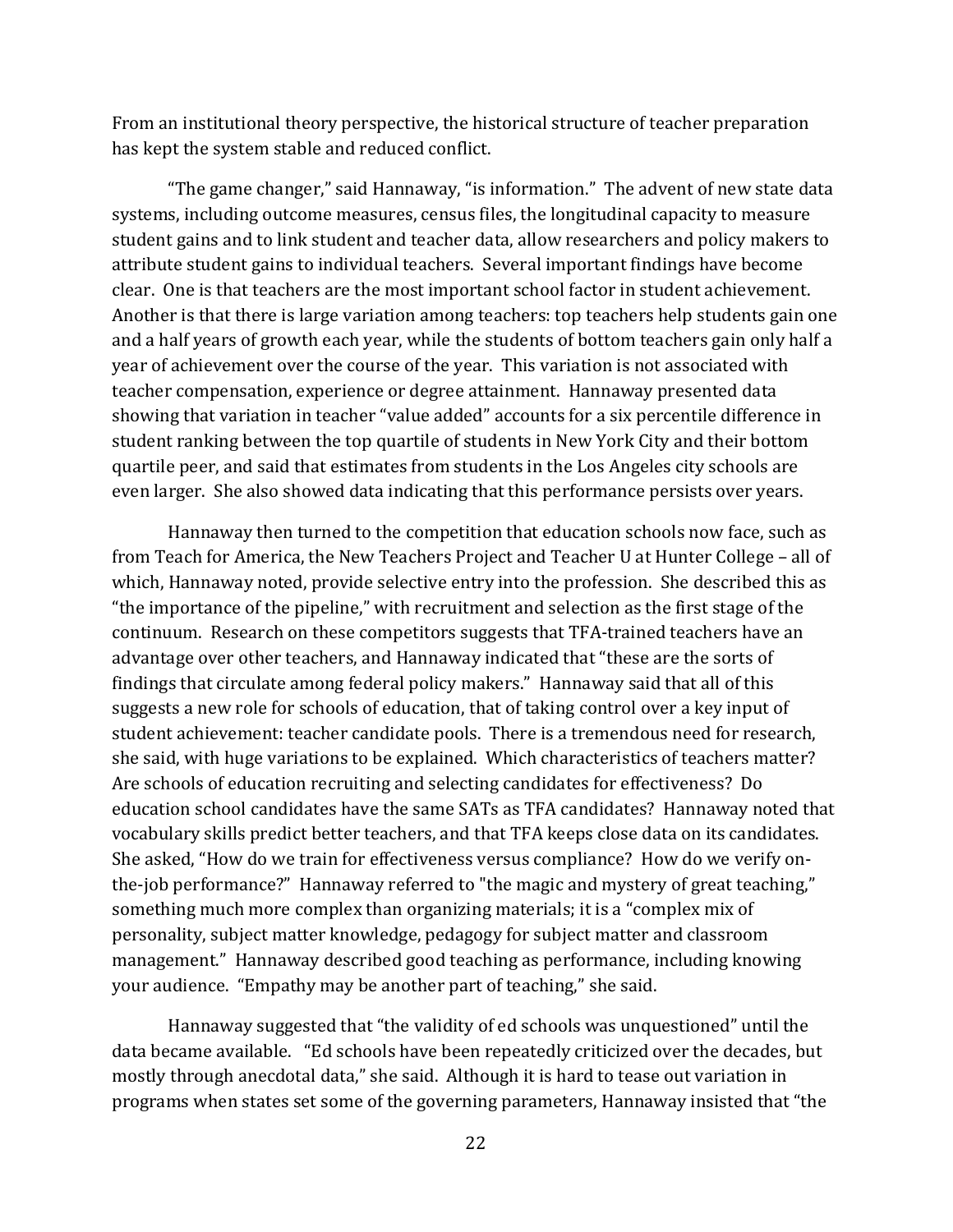From an institutional theory perspective, the historical structure of teacher preparation has kept the system stable and reduced conflict.

"The game changer," said Hannaway, "is information." The advent of new state data systems, including outcome measures, census files, the longitudinal capacity to measure student gains and to link student and teacher data, allow researchers and policy makers to attribute student gains to individual teachers. Several important findings have become clear. One is that teachers are the most important school factor in student achievement. Another is that there is large variation among teachers: top teachers help students gain one and a half years of growth each year, while the students of bottom teachers gain only half a year of achievement over the course of the year. This variation is not associated with teacher compensation, experience or degree attainment. Hannaway presented data showing that variation in teacher "value added" accounts for a six percentile difference in student ranking between the top quartile of students in New York City and their bottom quartile peer, and said that estimates from students in the Los Angeles city schools are even larger. She also showed data indicating that this performance persists over years.

Hannaway then turned to the competition that education schools now face, such as from Teach for America, the New Teachers Project and Teacher U at Hunter College – all of which, Hannaway noted, provide selective entry into the profession. She described this as "the importance of the pipeline," with recruitment and selection as the first stage of the continuum. Research on these competitors suggests that TFA-trained teachers have an advantage over other teachers, and Hannaway indicated that "these are the sorts of findings that circulate among federal policy makers." Hannaway said that all of this suggests a new role for schools of education, that of taking control over a key input of student achievement: teacher candidate pools. There is a tremendous need for research, she said, with huge variations to be explained. Which characteristics of teachers matter? Are schools of education recruiting and selecting candidates for effectiveness? Do education school candidates have the same SATs as TFA candidates? Hannaway noted that vocabulary skills predict better teachers, and that TFA keeps close data on its candidates. She asked, "How do we train for effectiveness versus compliance? How do we verify on-the-job performance?" Hannaway referred to "the magic and mystery of great teaching," something much more complex than organizing materials; it is a "complex mix of personality, subject matter knowledge, pedagogy for subject matter and classroom management." Hannaway described good teaching as performance, including knowing your audience. "Empathy may be another part of teaching," she said.

Hannaway suggested that "the validity of ed schools was unquestioned" until the data became available. "Ed schools have been repeatedly criticized over the decades, but mostly through anecdotal data," she said. Although it is hard to tease out variation in programs when states set some of the governing parameters, Hannaway insisted that "the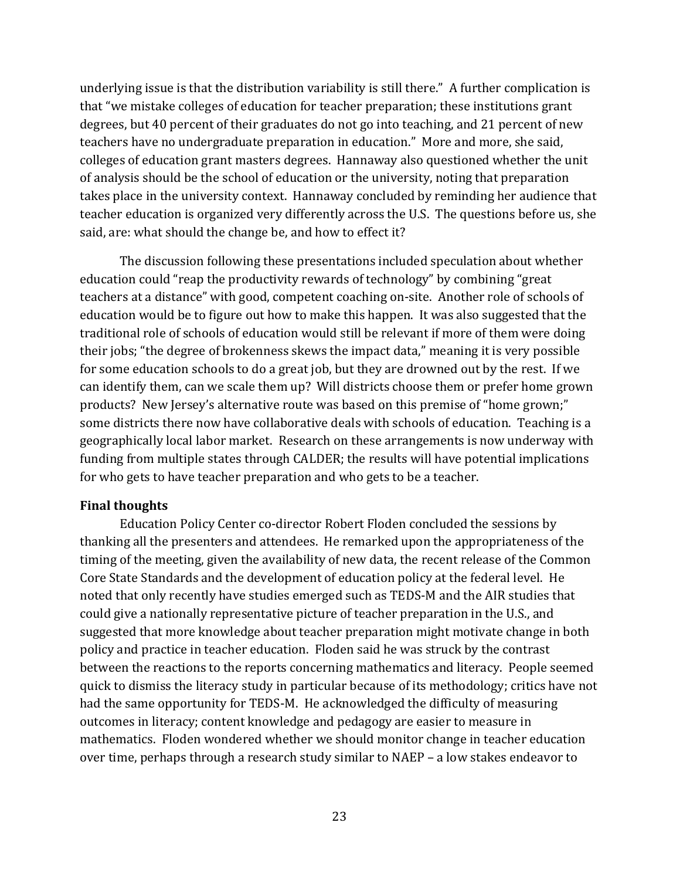underlying issue is that the distribution variability is still there." A further complication is that "we mistake colleges of education for teacher preparation; these institutions grant degrees, but 40 percent of their graduates do not go into teaching, and 21 percent of new teachers have no undergraduate preparation in education." More and more, she said, colleges of education grant masters degrees. Hannaway also questioned whether the unit of analysis should be the school of education or the university, noting that preparation takes place in the university context. Hannaway concluded by reminding her audience that teacher education is organized very differently across the U.S. The questions before us, she said, are: what should the change be, and how to effect it?

The discussion following these presentations included speculation about whether education could "reap the productivity rewards of technology" by combining "great teachers at a distance" with good, competent coaching on-site. Another role of schools of education would be to figure out how to make this happen. It was also suggested that the traditional role of schools of education would still be relevant if more of them were doing their jobs; "the degree of brokenness skews the impact data," meaning it is very possible for some education schools to do a great job, but they are drowned out by the rest. If we can identify them, can we scale them up? Will districts choose them or prefer home grown products? New Jersey's alternative route was based on this premise of "home grown;" some districts there now have collaborative deals with schools of education. Teaching is a geographically local labor market. Research on these arrangements is now underway with funding from multiple states through CALDER; the results will have potential implications for who gets to have teacher preparation and who gets to be a teacher.

**Final thoughts**

Education Policy Center co-director Robert Floden concluded the sessions by thanking all the presenters and attendees. He remarked upon the appropriateness of the timing of the meeting, given the availability of new data, the recent release of the Common Core State Standards and the development of education policy at the federal level. He noted that only recently have studies emerged such as TEDS-M and the AIR studies that could give a nationally representative picture of teacher preparation in the U.S., and suggested that more knowledge about teacher preparation might motivate change in both policy and practice in teacher education. Floden said he was struck by the contrast between the reactions to the reports concerning mathematics and literacy. People seemed quick to dismiss the literacy study in particular because of its methodology; critics have not had the same opportunity for TEDS-M. He acknowledged the difficulty of measuring outcomes in literacy; content knowledge and pedagogy are easier to measure in mathematics. Floden wondered whether we should monitor change in teacher education over time, perhaps through a research study similar to NAEP – a low stakes endeavor to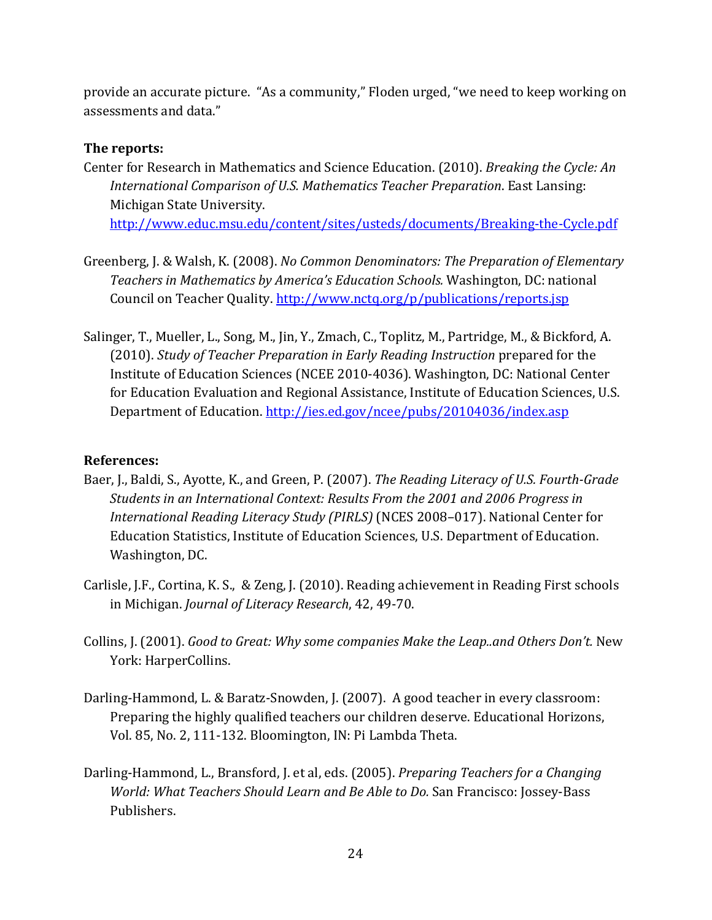provide an accurate picture. "As a community," Floden urged, "we need to keep working on assessments and data."

**The reports:**

Center for Research in Mathematics and Science Education. (2010). *Breaking the Cycle: An International Comparison of U.S. Mathematics Teacher Preparation*. East Lansing: Michigan State University. http://www.educ.msu.edu/content/sites/usteds/documents/Breaking-the-Cycle.pdf

Greenberg, J. & Walsh, K. (2008). *No Common Denominators: The Preparation of Elementary Teachers in Mathematics by America's Education Schools.* Washington, DC: national Council on Teacher Quality. http://www.nctq.org/p/publications/reports.jsp

Salinger, T., Mueller, L., Song, M., Jin, Y., Zmach, C., Toplitz, M., Partridge, M., & Bickford, A. (2010). *Study of Teacher Preparation in Early Reading Instruction* prepared for the Institute of Education Sciences (NCEE 2010-4036). Washington, DC: National Center for Education Evaluation and Regional Assistance, Institute of Education Sciences, U.S. Department of Education. http://ies.ed.gov/ncee/pubs/20104036/index.asp

**References:**

Baer, J., Baldi, S., Ayotte, K., and Green, P. (2007). *The Reading Literacy of U.S. Fourth-Grade Students in an International Context: Results From the 2001 and 2006 Progress in International Reading Literacy Study (PIRLS)* (NCES 2008–017). National Center for Education Statistics, Institute of Education Sciences, U.S. Department of Education. Washington, DC.

Carlisle, J.F., Cortina, K. S., & Zeng, J. (2010). Reading achievement in Reading First schools in Michigan. *Journal of Literacy Research*, 42, 49-70.

Collins, J. (2001). *Good to Great: Why some companies Make the Leap..and Others Don't.* New York: HarperCollins.

Darling-Hammond, L. & Baratz-Snowden, J. (2007). A good teacher in every classroom: Preparing the highly qualified teachers our children deserve. Educational Horizons, Vol. 85, No. 2, 111-132. Bloomington, IN: Pi Lambda Theta.

Darling-Hammond, L., Bransford, J. et al, eds. (2005). *Preparing Teachers for a Changing World: What Teachers Should Learn and Be Able to Do.* San Francisco: Jossey-Bass Publishers.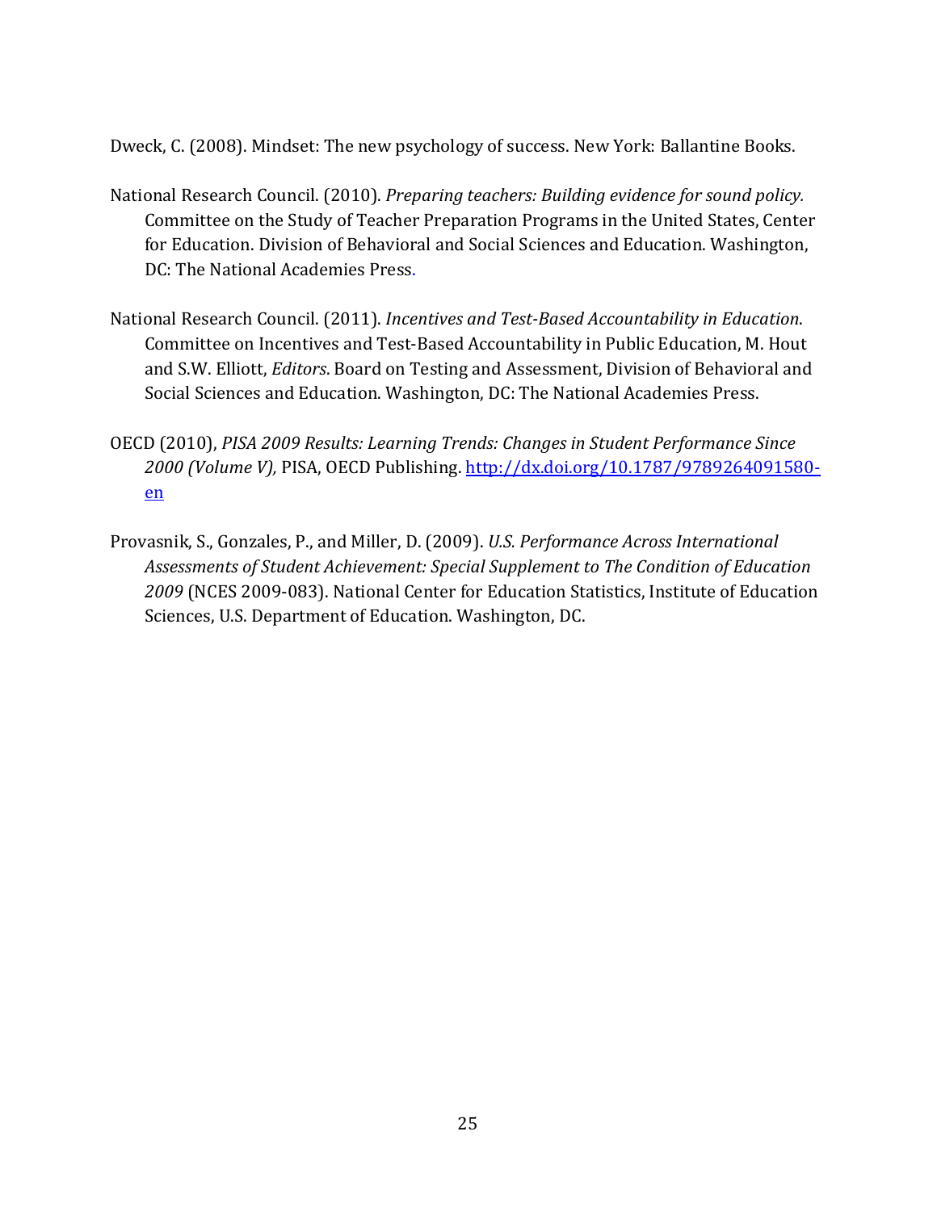Dweck, C. (2008). Mindset: The new psychology of success. New York: Ballantine Books.

National Research Council. (2010). *Preparing teachers: Building evidence for sound policy.* Committee on the Study of Teacher Preparation Programs in the United States, Center for Education. Division of Behavioral and Social Sciences and Education. Washington, DC: The National Academies Press.

National Research Council. (2011). *Incentives and Test-Based Accountability in Education*. Committee on Incentives and Test-Based Accountability in Public Education, M. Hout and S.W. Elliott, *Editors*. Board on Testing and Assessment, Division of Behavioral and Social Sciences and Education. Washington, DC: The National Academies Press.

OECD (2010), *PISA 2009 Results: Learning Trends: Changes in Student Performance Since 2000 (Volume V),* PISA, OECD Publishing. http://dx.doi.org/10.1787/9789264091580-en

Provasnik, S., Gonzales, P., and Miller, D. (2009). *U.S. Performance Across International Assessments of Student Achievement: Special Supplement to The Condition of Education 2009* (NCES 2009-083). National Center for Education Statistics, Institute of Education Sciences, U.S. Department of Education. Washington, DC.